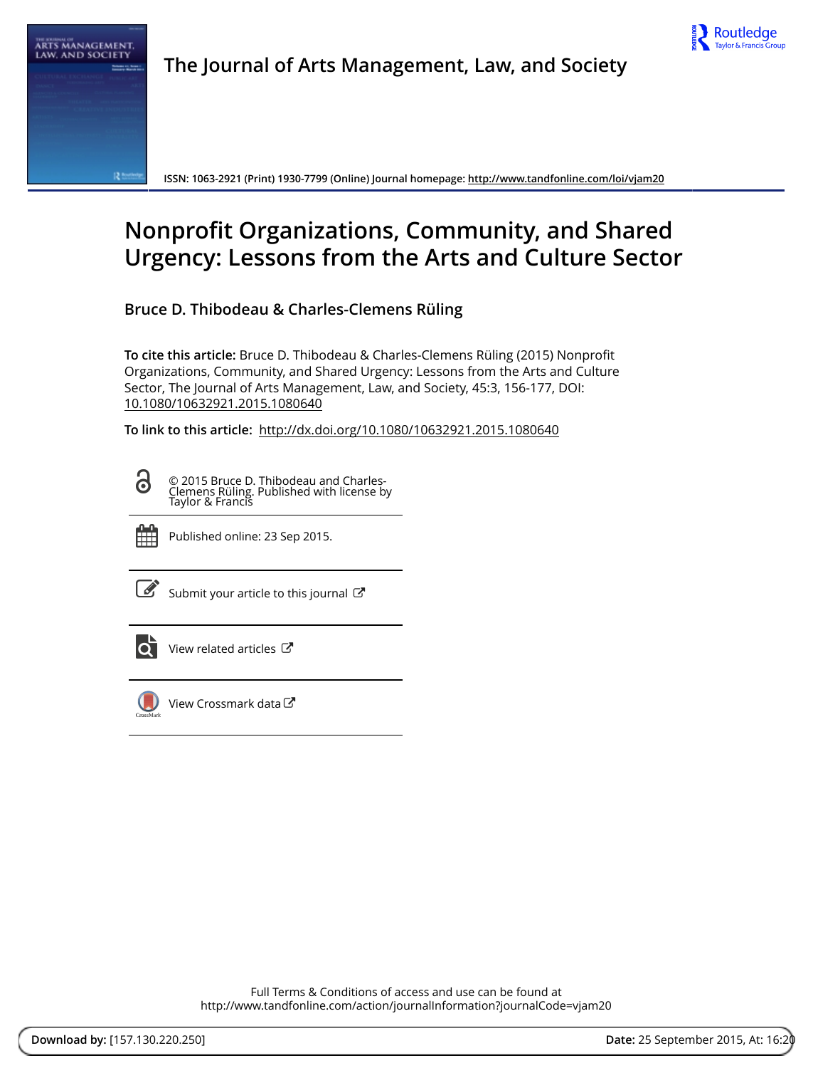The Journal of Arts Management, Law, and Society

ISSN: 1063-2921 (Print) 1930-7799 (Online) Journal homepage: http://www.tandfonline.com/loi/vjam20

# Nonprofit Organizations, Community, and Shared Urgency: Lessons from the Arts and Culture Sector

**Bruce D. Thibodeau & Charles-Clemens Rüling**

**To cite this article:** Bruce D. Thibodeau & Charles-Clemens Rüling (2015) Nonprofit Organizations, Community, and Shared Urgency: Lessons from the Arts and Culture Sector, The Journal of Arts Management, Law, and Society, 45:3, 156-177, DOI: 10.1080/10632921.2015.1080640

**To link to this article:** http://dx.doi.org/10.1080/10632921.2015.1080640

© 2015 Bruce D. Thibodeau and Charles-Clemens Rüling. Published with license by Taylor & Francis

Published online: 23 Sep 2015.

Submit your article to this journal

View related articles

View Crossmark data

Full Terms & Conditions of access and use can be found at http://www.tandfonline.com/action/journalInformation?journalCode=vjam20

**Download by:** [157.130.220.250] **Date:** 25 September 2015, At: 16:20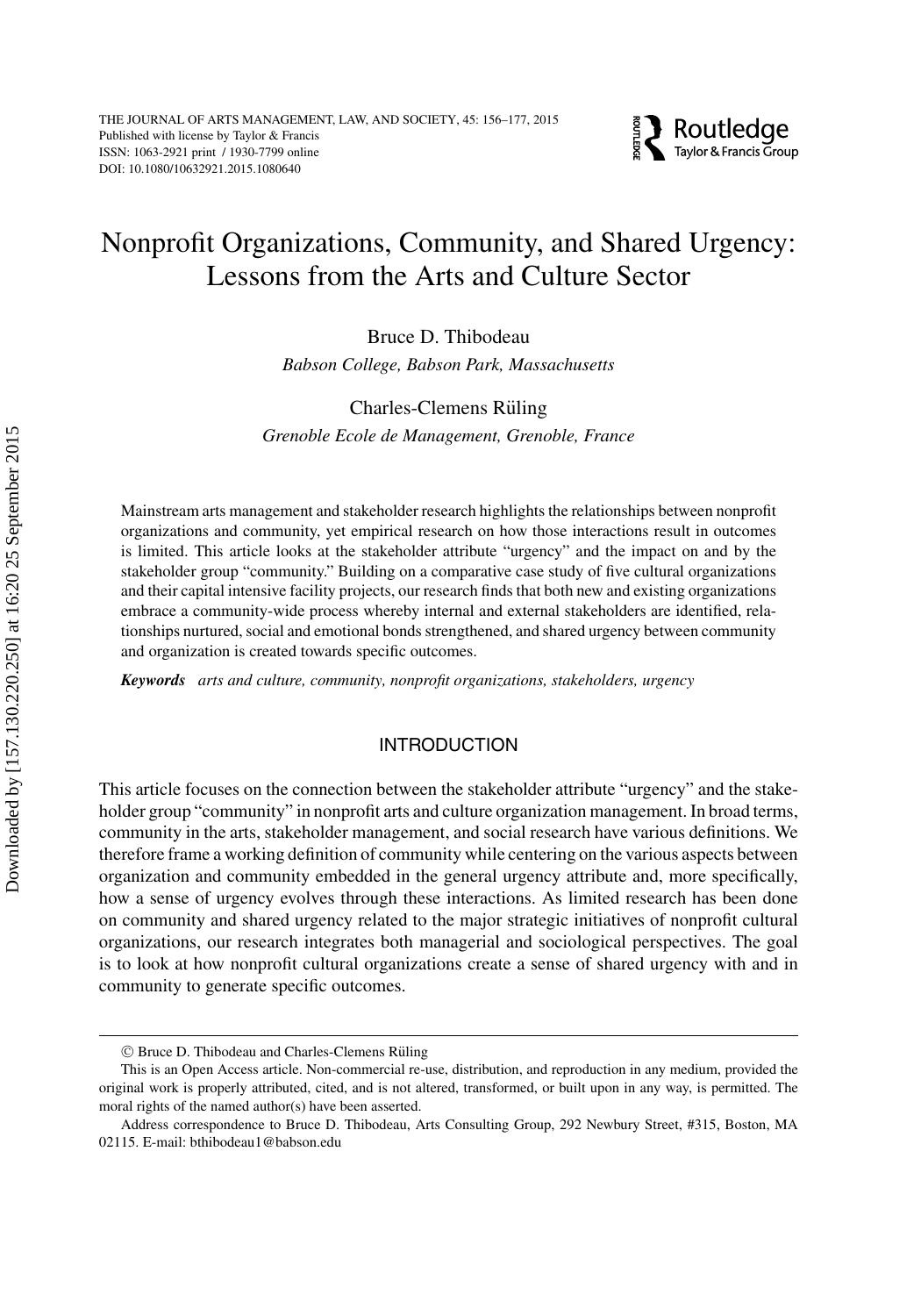# Nonprofit Organizations, Community, and Shared Urgency: Lessons from the Arts and Culture Sector

Bruce D. Thibodeau

*Babson College, Babson Park, Massachusetts*

Charles-Clemens Rüling

*Grenoble Ecole de Management, Grenoble, France*

Mainstream arts management and stakeholder research highlights the relationships between nonprofit organizations and community, yet empirical research on how those interactions result in outcomes is limited. This article looks at the stakeholder attribute "urgency" and the impact on and by the stakeholder group "community." Building on a comparative case study of five cultural organizations and their capital intensive facility projects, our research finds that both new and existing organizations embrace a community-wide process whereby internal and external stakeholders are identified, relationships nurtured, social and emotional bonds strengthened, and shared urgency between community and organization is created towards specific outcomes.

***Keywords*** *arts and culture, community, nonprofit organizations, stakeholders, urgency*

## INTRODUCTION

This article focuses on the connection between the stakeholder attribute "urgency" and the stakeholder group "community" in nonprofit arts and culture organization management. In broad terms, community in the arts, stakeholder management, and social research have various definitions. We therefore frame a working definition of community while centering on the various aspects between organization and community embedded in the general urgency attribute and, more specifically, how a sense of urgency evolves through these interactions. As limited research has been done on community and shared urgency related to the major strategic initiatives of nonprofit cultural organizations, our research integrates both managerial and sociological perspectives. The goal is to look at how nonprofit cultural organizations create a sense of shared urgency with and in community to generate specific outcomes.

---

© Bruce D. Thibodeau and Charles-Clemens Rüling

This is an Open Access article. Non-commercial re-use, distribution, and reproduction in any medium, provided the original work is properly attributed, cited, and is not altered, transformed, or built upon in any way, is permitted. The moral rights of the named author(s) have been asserted.

Address correspondence to Bruce D. Thibodeau, Arts Consulting Group, 292 Newbury Street, #315, Boston, MA 02115. E-mail: bthibodeau1@babson.edu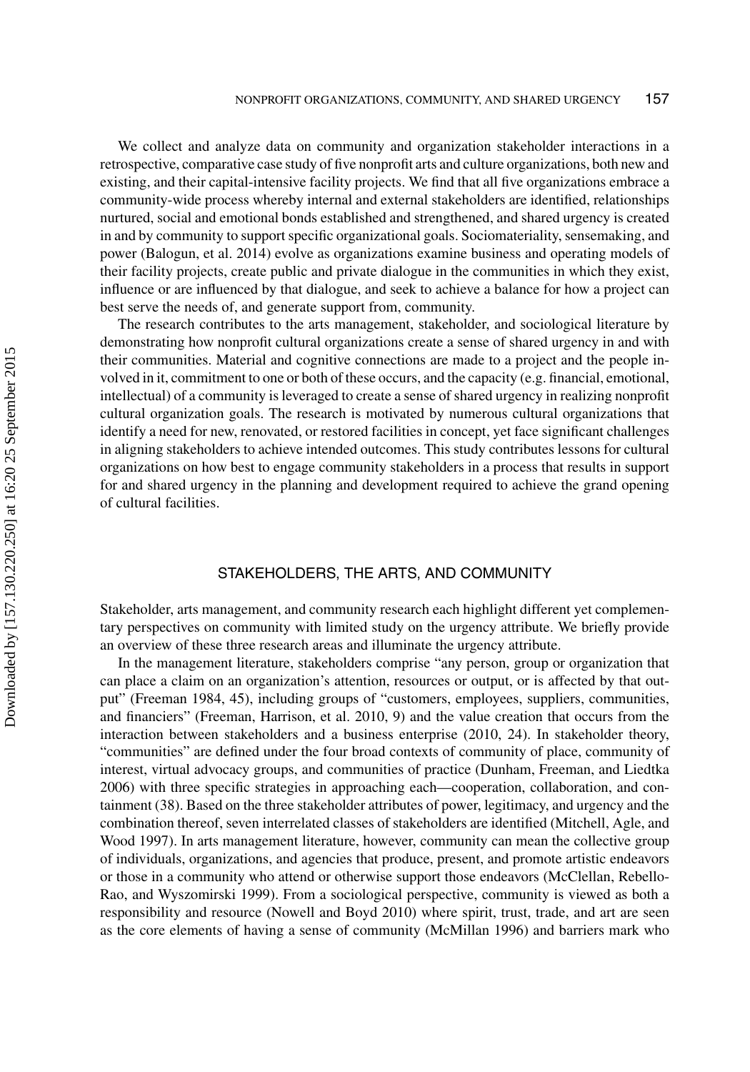We collect and analyze data on community and organization stakeholder interactions in a retrospective, comparative case study of five nonprofit arts and culture organizations, both new and existing, and their capital-intensive facility projects. We find that all five organizations embrace a community-wide process whereby internal and external stakeholders are identified, relationships nurtured, social and emotional bonds established and strengthened, and shared urgency is created in and by community to support specific organizational goals. Sociomateriality, sensemaking, and power (Balogun, et al. 2014) evolve as organizations examine business and operating models of their facility projects, create public and private dialogue in the communities in which they exist, influence or are influenced by that dialogue, and seek to achieve a balance for how a project can best serve the needs of, and generate support from, community.

The research contributes to the arts management, stakeholder, and sociological literature by demonstrating how nonprofit cultural organizations create a sense of shared urgency in and with their communities. Material and cognitive connections are made to a project and the people involved in it, commitment to one or both of these occurs, and the capacity (e.g. financial, emotional, intellectual) of a community is leveraged to create a sense of shared urgency in realizing nonprofit cultural organization goals. The research is motivated by numerous cultural organizations that identify a need for new, renovated, or restored facilities in concept, yet face significant challenges in aligning stakeholders to achieve intended outcomes. This study contributes lessons for cultural organizations on how best to engage community stakeholders in a process that results in support for and shared urgency in the planning and development required to achieve the grand opening of cultural facilities.

## STAKEHOLDERS, THE ARTS, AND COMMUNITY

Stakeholder, arts management, and community research each highlight different yet complementary perspectives on community with limited study on the urgency attribute. We briefly provide an overview of these three research areas and illuminate the urgency attribute.

In the management literature, stakeholders comprise "any person, group or organization that can place a claim on an organization's attention, resources or output, or is affected by that output" (Freeman 1984, 45), including groups of "customers, employees, suppliers, communities, and financiers" (Freeman, Harrison, et al. 2010, 9) and the value creation that occurs from the interaction between stakeholders and a business enterprise (2010, 24). In stakeholder theory, "communities" are defined under the four broad contexts of community of place, community of interest, virtual advocacy groups, and communities of practice (Dunham, Freeman, and Liedtka 2006) with three specific strategies in approaching each—cooperation, collaboration, and containment (38). Based on the three stakeholder attributes of power, legitimacy, and urgency and the combination thereof, seven interrelated classes of stakeholders are identified (Mitchell, Agle, and Wood 1997). In arts management literature, however, community can mean the collective group of individuals, organizations, and agencies that produce, present, and promote artistic endeavors or those in a community who attend or otherwise support those endeavors (McClellan, Rebello-Rao, and Wyszomirski 1999). From a sociological perspective, community is viewed as both a responsibility and resource (Nowell and Boyd 2010) where spirit, trust, trade, and art are seen as the core elements of having a sense of community (McMillan 1996) and barriers mark who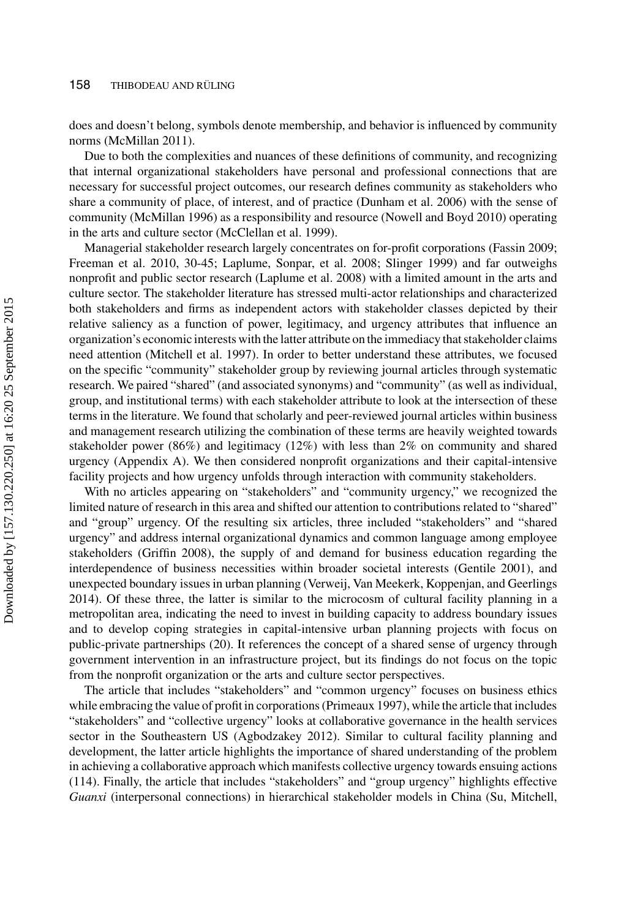does and doesn't belong, symbols denote membership, and behavior is influenced by community norms (McMillan 2011).

Due to both the complexities and nuances of these definitions of community, and recognizing that internal organizational stakeholders have personal and professional connections that are necessary for successful project outcomes, our research defines community as stakeholders who share a community of place, of interest, and of practice (Dunham et al. 2006) with the sense of community (McMillan 1996) as a responsibility and resource (Nowell and Boyd 2010) operating in the arts and culture sector (McClellan et al. 1999).

Managerial stakeholder research largely concentrates on for-profit corporations (Fassin 2009; Freeman et al. 2010, 30-45; Laplume, Sonpar, et al. 2008; Slinger 1999) and far outweighs nonprofit and public sector research (Laplume et al. 2008) with a limited amount in the arts and culture sector. The stakeholder literature has stressed multi-actor relationships and characterized both stakeholders and firms as independent actors with stakeholder classes depicted by their relative saliency as a function of power, legitimacy, and urgency attributes that influence an organization's economic interests with the latter attribute on the immediacy that stakeholder claims need attention (Mitchell et al. 1997). In order to better understand these attributes, we focused on the specific "community" stakeholder group by reviewing journal articles through systematic research. We paired "shared" (and associated synonyms) and "community" (as well as individual, group, and institutional terms) with each stakeholder attribute to look at the intersection of these terms in the literature. We found that scholarly and peer-reviewed journal articles within business and management research utilizing the combination of these terms are heavily weighted towards stakeholder power (86%) and legitimacy (12%) with less than 2% on community and shared urgency (Appendix A). We then considered nonprofit organizations and their capital-intensive facility projects and how urgency unfolds through interaction with community stakeholders.

With no articles appearing on "stakeholders" and "community urgency," we recognized the limited nature of research in this area and shifted our attention to contributions related to "shared" and "group" urgency. Of the resulting six articles, three included "stakeholders" and "shared urgency" and address internal organizational dynamics and common language among employee stakeholders (Griffin 2008), the supply of and demand for business education regarding the interdependence of business necessities within broader societal interests (Gentile 2001), and unexpected boundary issues in urban planning (Verweij, Van Meekerk, Koppenjan, and Geerlings 2014). Of these three, the latter is similar to the microcosm of cultural facility planning in a metropolitan area, indicating the need to invest in building capacity to address boundary issues and to develop coping strategies in capital-intensive urban planning projects with focus on public-private partnerships (20). It references the concept of a shared sense of urgency through government intervention in an infrastructure project, but its findings do not focus on the topic from the nonprofit organization or the arts and culture sector perspectives.

The article that includes "stakeholders" and "common urgency" focuses on business ethics while embracing the value of profit in corporations (Primeaux 1997), while the article that includes "stakeholders" and "collective urgency" looks at collaborative governance in the health services sector in the Southeastern US (Agbodzakey 2012). Similar to cultural facility planning and development, the latter article highlights the importance of shared understanding of the problem in achieving a collaborative approach which manifests collective urgency towards ensuing actions (114). Finally, the article that includes "stakeholders" and "group urgency" highlights effective *Guanxi* (interpersonal connections) in hierarchical stakeholder models in China (Su, Mitchell,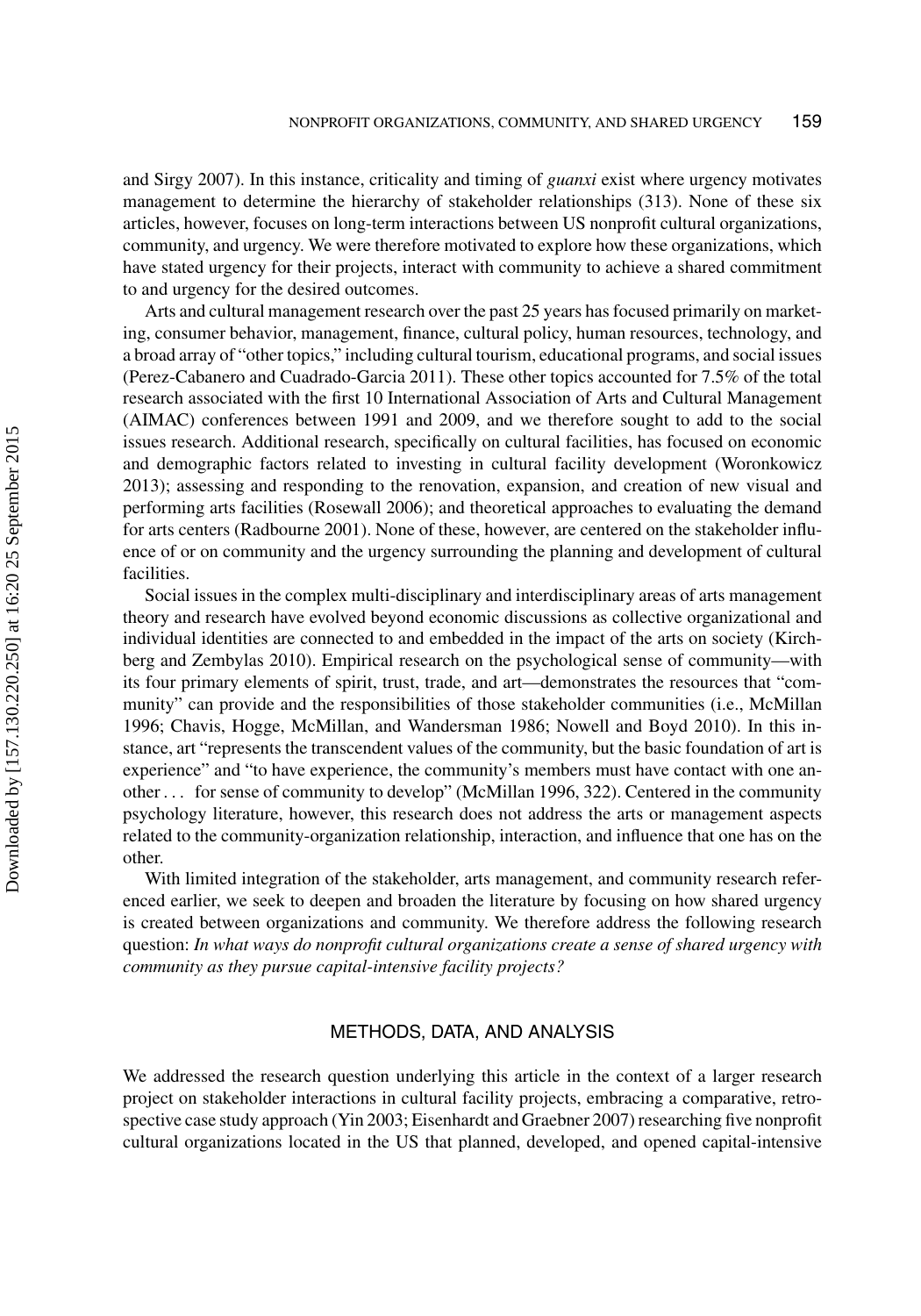and Sirgy 2007). In this instance, criticality and timing of *guanxi* exist where urgency motivates management to determine the hierarchy of stakeholder relationships (313). None of these six articles, however, focuses on long-term interactions between US nonprofit cultural organizations, community, and urgency. We were therefore motivated to explore how these organizations, which have stated urgency for their projects, interact with community to achieve a shared commitment to and urgency for the desired outcomes.

Arts and cultural management research over the past 25 years has focused primarily on marketing, consumer behavior, management, finance, cultural policy, human resources, technology, and a broad array of "other topics," including cultural tourism, educational programs, and social issues (Perez-Cabanero and Cuadrado-Garcia 2011). These other topics accounted for 7.5% of the total research associated with the first 10 International Association of Arts and Cultural Management (AIMAC) conferences between 1991 and 2009, and we therefore sought to add to the social issues research. Additional research, specifically on cultural facilities, has focused on economic and demographic factors related to investing in cultural facility development (Woronkowicz 2013); assessing and responding to the renovation, expansion, and creation of new visual and performing arts facilities (Rosewall 2006); and theoretical approaches to evaluating the demand for arts centers (Radbourne 2001). None of these, however, are centered on the stakeholder influence of or on community and the urgency surrounding the planning and development of cultural facilities.

Social issues in the complex multi-disciplinary and interdisciplinary areas of arts management theory and research have evolved beyond economic discussions as collective organizational and individual identities are connected to and embedded in the impact of the arts on society (Kirchberg and Zembylas 2010). Empirical research on the psychological sense of community—with its four primary elements of spirit, trust, trade, and art—demonstrates the resources that "community" can provide and the responsibilities of those stakeholder communities (i.e., McMillan 1996; Chavis, Hogge, McMillan, and Wandersman 1986; Nowell and Boyd 2010). In this instance, art "represents the transcendent values of the community, but the basic foundation of art is experience" and "to have experience, the community's members must have contact with one another . . . for sense of community to develop" (McMillan 1996, 322). Centered in the community psychology literature, however, this research does not address the arts or management aspects related to the community-organization relationship, interaction, and influence that one has on the other.

With limited integration of the stakeholder, arts management, and community research referenced earlier, we seek to deepen and broaden the literature by focusing on how shared urgency is created between organizations and community. We therefore address the following research question: *In what ways do nonprofit cultural organizations create a sense of shared urgency with community as they pursue capital-intensive facility projects?*

## METHODS, DATA, AND ANALYSIS

We addressed the research question underlying this article in the context of a larger research project on stakeholder interactions in cultural facility projects, embracing a comparative, retrospective case study approach (Yin 2003; Eisenhardt and Graebner 2007) researching five nonprofit cultural organizations located in the US that planned, developed, and opened capital-intensive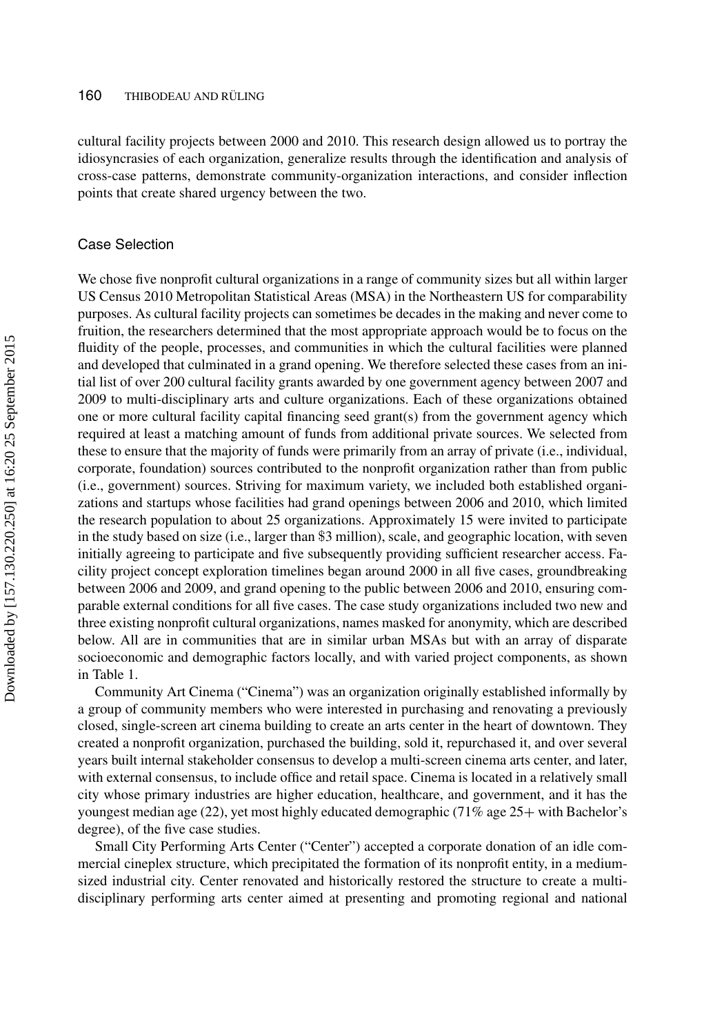cultural facility projects between 2000 and 2010. This research design allowed us to portray the idiosyncrasies of each organization, generalize results through the identification and analysis of cross-case patterns, demonstrate community-organization interactions, and consider inflection points that create shared urgency between the two.

## Case Selection

We chose five nonprofit cultural organizations in a range of community sizes but all within larger US Census 2010 Metropolitan Statistical Areas (MSA) in the Northeastern US for comparability purposes. As cultural facility projects can sometimes be decades in the making and never come to fruition, the researchers determined that the most appropriate approach would be to focus on the fluidity of the people, processes, and communities in which the cultural facilities were planned and developed that culminated in a grand opening. We therefore selected these cases from an initial list of over 200 cultural facility grants awarded by one government agency between 2007 and 2009 to multi-disciplinary arts and culture organizations. Each of these organizations obtained one or more cultural facility capital financing seed grant(s) from the government agency which required at least a matching amount of funds from additional private sources. We selected from these to ensure that the majority of funds were primarily from an array of private (i.e., individual, corporate, foundation) sources contributed to the nonprofit organization rather than from public (i.e., government) sources. Striving for maximum variety, we included both established organizations and startups whose facilities had grand openings between 2006 and 2010, which limited the research population to about 25 organizations. Approximately 15 were invited to participate in the study based on size (i.e., larger than \$3 million), scale, and geographic location, with seven initially agreeing to participate and five subsequently providing sufficient researcher access. Facility project concept exploration timelines began around 2000 in all five cases, groundbreaking between 2006 and 2009, and grand opening to the public between 2006 and 2010, ensuring comparable external conditions for all five cases. The case study organizations included two new and three existing nonprofit cultural organizations, names masked for anonymity, which are described below. All are in communities that are in similar urban MSAs but with an array of disparate socioeconomic and demographic factors locally, and with varied project components, as shown in Table 1.

Community Art Cinema ("Cinema") was an organization originally established informally by a group of community members who were interested in purchasing and renovating a previously closed, single-screen art cinema building to create an arts center in the heart of downtown. They created a nonprofit organization, purchased the building, sold it, repurchased it, and over several years built internal stakeholder consensus to develop a multi-screen cinema arts center, and later, with external consensus, to include office and retail space. Cinema is located in a relatively small city whose primary industries are higher education, healthcare, and government, and it has the youngest median age (22), yet most highly educated demographic (71% age 25+ with Bachelor's degree), of the five case studies.

Small City Performing Arts Center ("Center") accepted a corporate donation of an idle commercial cineplex structure, which precipitated the formation of its nonprofit entity, in a medium-sized industrial city. Center renovated and historically restored the structure to create a multi-disciplinary performing arts center aimed at presenting and promoting regional and national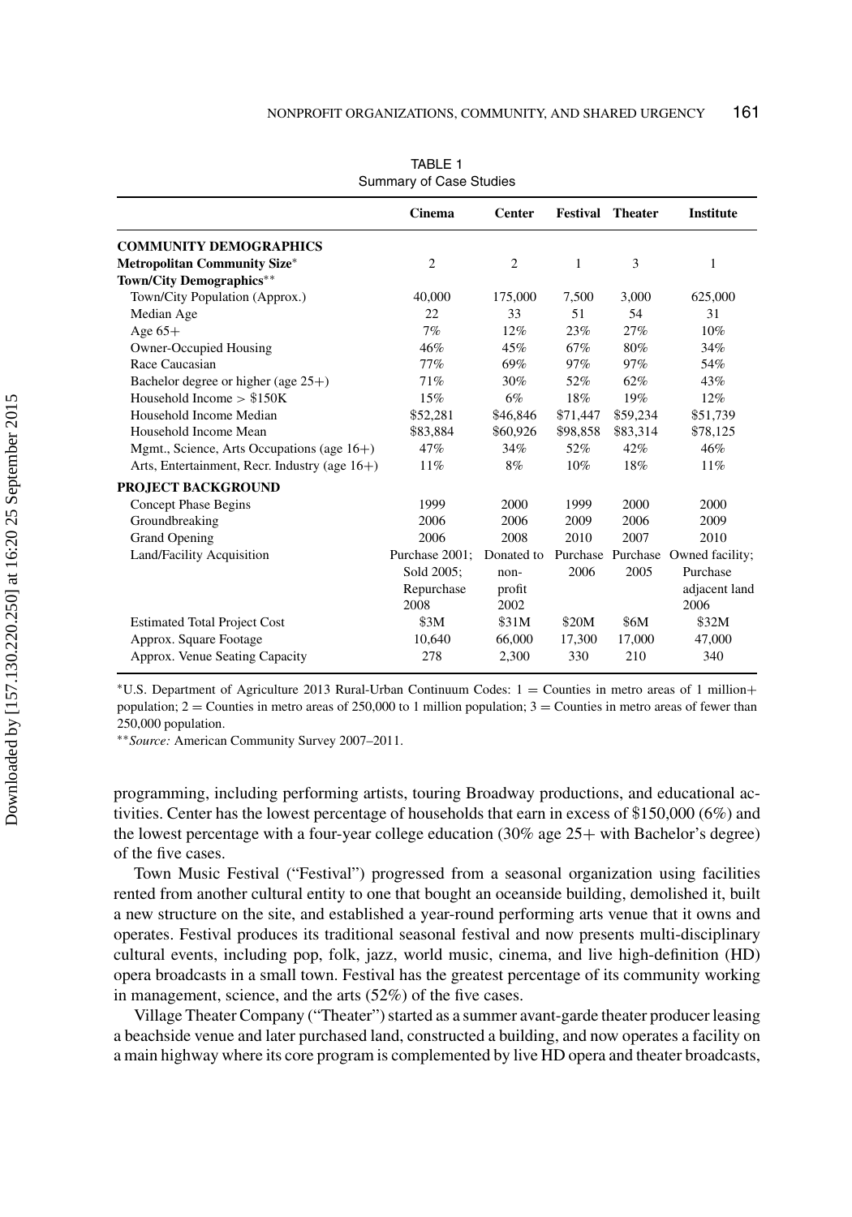TABLE 1
Summary of Case Studies

| | Cinema | Center | Festival | Theater | Institute |
|---|---|---|---|---|---|
| **COMMUNITY DEMOGRAPHICS** | | | | | |
| **Metropolitan Community Size*** | 2 | 2 | 1 | 3 | 1 |
| **Town/City Demographics**** | | | | | |
| Town/City Population (Approx.) | 40,000 | 175,000 | 7,500 | 3,000 | 625,000 |
| Median Age | 22 | 33 | 51 | 54 | 31 |
| Age 65+ | 7% | 12% | 23% | 27% | 10% |
| Owner-Occupied Housing | 46% | 45% | 67% | 80% | 34% |
| Race Caucasian | 77% | 69% | 97% | 97% | 54% |
| Bachelor degree or higher (age 25+) | 71% | 30% | 52% | 62% | 43% |
| Household Income > $150K | 15% | 6% | 18% | 19% | 12% |
| Household Income Median | $52,281 | $46,846 | $71,447 | $59,234 | $51,739 |
| Household Income Mean | $83,884 | $60,926 | $98,858 | $83,314 | $78,125 |
| Mgmt., Science, Arts Occupations (age 16+) | 47% | 34% | 52% | 42% | 46% |
| Arts, Entertainment, Recr. Industry (age 16+) | 11% | 8% | 10% | 18% | 11% |
| **PROJECT BACKGROUND** | | | | | |
| Concept Phase Begins | 1999 | 2000 | 1999 | 2000 | 2000 |
| Groundbreaking | 2006 | 2006 | 2009 | 2006 | 2009 |
| Grand Opening | 2006 | 2008 | 2010 | 2007 | 2010 |
| Land/Facility Acquisition | Purchase 2001; Sold 2005; Repurchase 2008 | Donated to non-profit 2002 | Purchase 2006 | Purchase 2005 | Owned facility; Purchase adjacent land 2006 |
| Estimated Total Project Cost | $3M | $31M | $20M | $6M | $32M |
| Approx. Square Footage | 10,640 | 66,000 | 17,300 | 17,000 | 47,000 |
| Approx. Venue Seating Capacity | 278 | 2,300 | 330 | 210 | 340 |

*U.S. Department of Agriculture 2013 Rural-Urban Continuum Codes: 1 = Counties in metro areas of 1 million+ population; 2 = Counties in metro areas of 250,000 to 1 million population; 3 = Counties in metro areas of fewer than 250,000 population.

***Source:* American Community Survey 2007–2011.

programming, including performing artists, touring Broadway productions, and educational activities. Center has the lowest percentage of households that earn in excess of $150,000 (6%) and the lowest percentage with a four-year college education (30% age 25+ with Bachelor's degree) of the five cases.

Town Music Festival ("Festival") progressed from a seasonal organization using facilities rented from another cultural entity to one that bought an oceanside building, demolished it, built a new structure on the site, and established a year-round performing arts venue that it owns and operates. Festival produces its traditional seasonal festival and now presents multi-disciplinary cultural events, including pop, folk, jazz, world music, cinema, and live high-definition (HD) opera broadcasts in a small town. Festival has the greatest percentage of its community working in management, science, and the arts (52%) of the five cases.

Village Theater Company ("Theater") started as a summer avant-garde theater producer leasing a beachside venue and later purchased land, constructed a building, and now operates a facility on a main highway where its core program is complemented by live HD opera and theater broadcasts,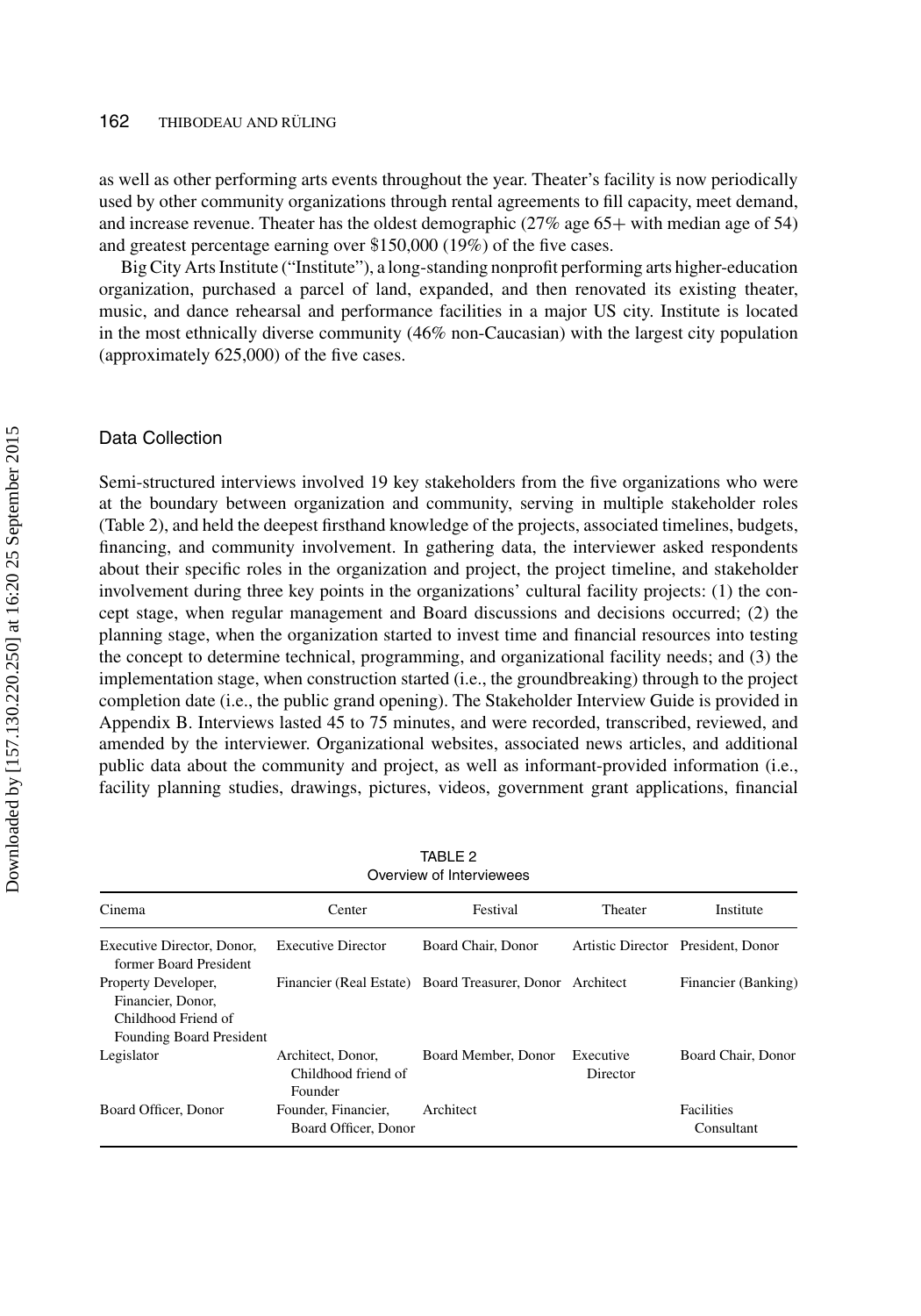as well as other performing arts events throughout the year. Theater's facility is now periodically used by other community organizations through rental agreements to fill capacity, meet demand, and increase revenue. Theater has the oldest demographic (27% age 65+ with median age of 54) and greatest percentage earning over $150,000 (19%) of the five cases.

Big City Arts Institute ("Institute"), a long-standing nonprofit performing arts higher-education organization, purchased a parcel of land, expanded, and then renovated its existing theater, music, and dance rehearsal and performance facilities in a major US city. Institute is located in the most ethnically diverse community (46% non-Caucasian) with the largest city population (approximately 625,000) of the five cases.

### Data Collection

Semi-structured interviews involved 19 key stakeholders from the five organizations who were at the boundary between organization and community, serving in multiple stakeholder roles (Table 2), and held the deepest firsthand knowledge of the projects, associated timelines, budgets, financing, and community involvement. In gathering data, the interviewer asked respondents about their specific roles in the organization and project, the project timeline, and stakeholder involvement during three key points in the organizations' cultural facility projects: (1) the concept stage, when regular management and Board discussions and decisions occurred; (2) the planning stage, when the organization started to invest time and financial resources into testing the concept to determine technical, programming, and organizational facility needs; and (3) the implementation stage, when construction started (i.e., the groundbreaking) through to the project completion date (i.e., the public grand opening). The Stakeholder Interview Guide is provided in Appendix B. Interviews lasted 45 to 75 minutes, and were recorded, transcribed, reviewed, and amended by the interviewer. Organizational websites, associated news articles, and additional public data about the community and project, as well as informant-provided information (i.e., facility planning studies, drawings, pictures, videos, government grant applications, financial

TABLE 2
Overview of Interviewees

| Cinema | Center | Festival | Theater | Institute |
|---|---|---|---|---|
| Executive Director, Donor, former Board President | Executive Director | Board Chair, Donor | Artistic Director | President, Donor |
| Property Developer, Financier, Donor, Childhood Friend of Founding Board President | Financier (Real Estate) | Board Treasurer, Donor | Architect | Financier (Banking) |
| Legislator | Architect, Donor, Childhood friend of Founder | Board Member, Donor | Executive Director | Board Chair, Donor |
| Board Officer, Donor | Founder, Financier, Board Officer, Donor | Architect | | Facilities Consultant |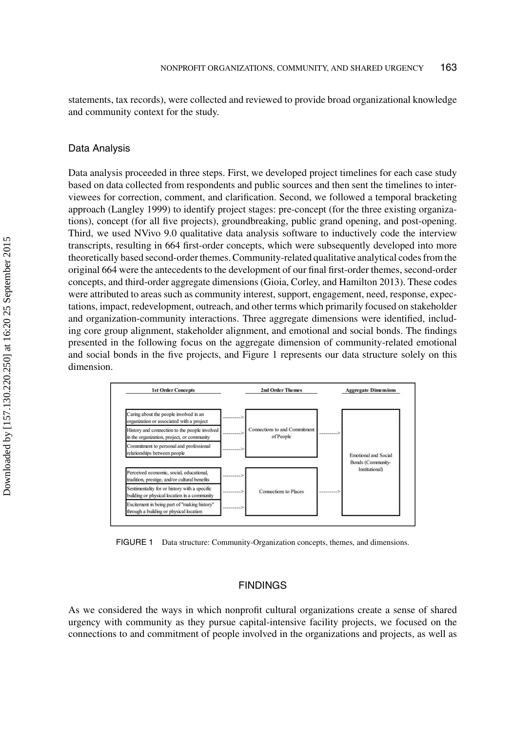statements, tax records), were collected and reviewed to provide broad organizational knowledge and community context for the study.

### Data Analysis

Data analysis proceeded in three steps. First, we developed project timelines for each case study based on data collected from respondents and public sources and then sent the timelines to interviewees for correction, comment, and clarification. Second, we followed a temporal bracketing approach (Langley 1999) to identify project stages: pre-concept (for the three existing organizations), concept (for all five projects), groundbreaking, public grand opening, and post-opening. Third, we used NVivo 9.0 qualitative data analysis software to inductively code the interview transcripts, resulting in 664 first-order concepts, which were subsequently developed into more theoretically based second-order themes. Community-related qualitative analytical codes from the original 664 were the antecedents to the development of our final first-order themes, second-order concepts, and third-order aggregate dimensions (Gioia, Corley, and Hamilton 2013). These codes were attributed to areas such as community interest, support, engagement, need, response, expectations, impact, redevelopment, outreach, and other terms which primarily focused on stakeholder and organization-community interactions. Three aggregate dimensions were identified, including core group alignment, stakeholder alignment, and emotional and social bonds. The findings presented in the following focus on the aggregate dimension of community-related emotional and social bonds in the five projects, and Figure 1 represents our data structure solely on this dimension.

| 1st Order Concepts | 2nd Order Themes | Aggregate Dimensions |
|---|---|---|
| Caring about the people involved in an organization or associated with a project | Connections to and Commitment of People | Emotional and Social Bonds (Community-Institutional) |
| History and connection to the people involved in the organization, project, or community | | |
| Commitment to personal and professional relationships between people | | |
| Perceived economic, social, educational, tradition, prestige, and/or cultural benefits | Connections to Places | |
| Sentimentality for or history with a specific building or physical location in a community | | |
| Excitement in being part of "making history" through a building or physical location | | |

FIGURE 1 Data structure: Community-Organization concepts, themes, and dimensions.

## FINDINGS

As we considered the ways in which nonprofit cultural organizations create a sense of shared urgency with community as they pursue capital-intensive facility projects, we focused on the connections to and commitment of people involved in the organizations and projects, as well as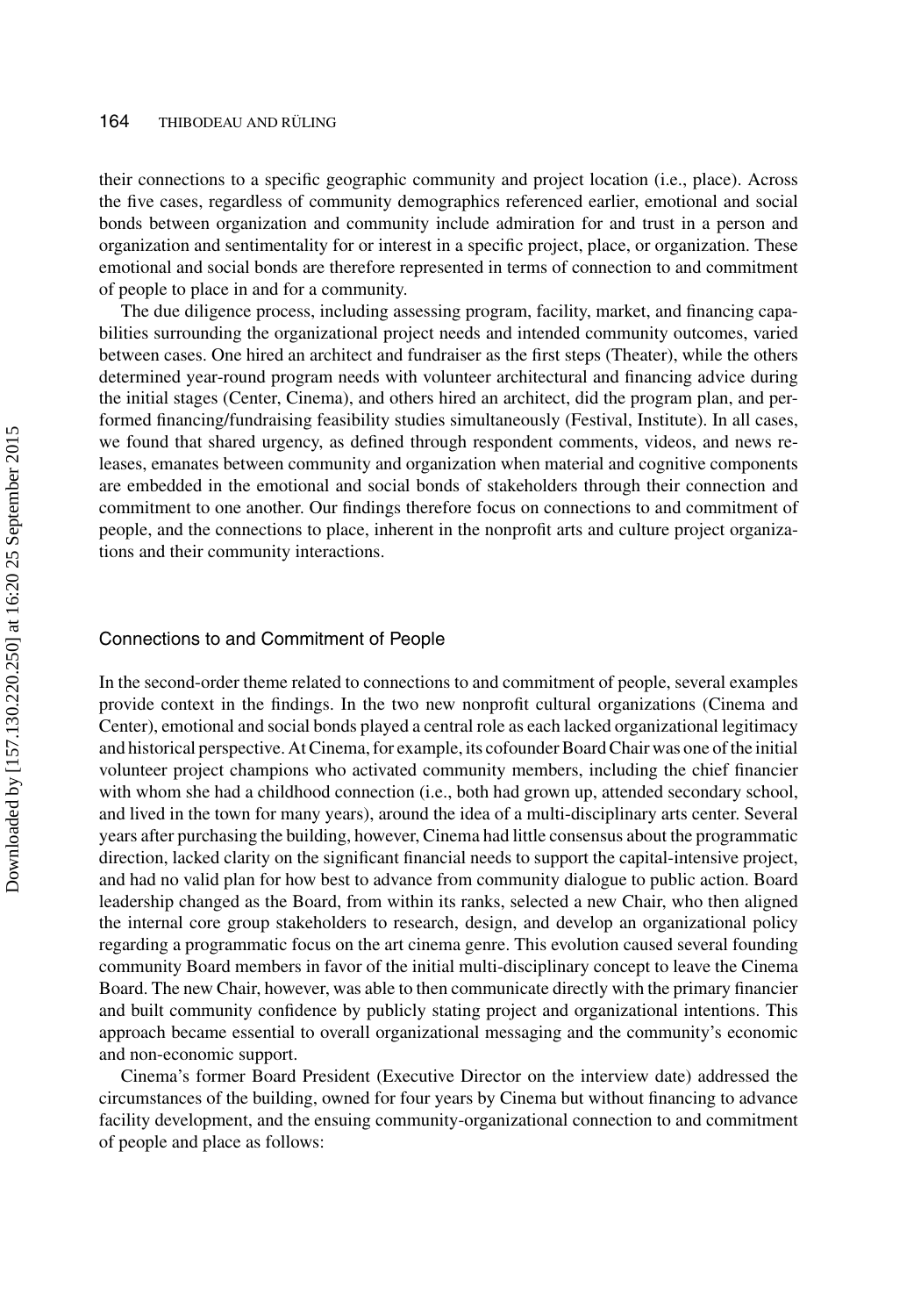their connections to a specific geographic community and project location (i.e., place). Across the five cases, regardless of community demographics referenced earlier, emotional and social bonds between organization and community include admiration for and trust in a person and organization and sentimentality for or interest in a specific project, place, or organization. These emotional and social bonds are therefore represented in terms of connection to and commitment of people to place in and for a community.

The due diligence process, including assessing program, facility, market, and financing capabilities surrounding the organizational project needs and intended community outcomes, varied between cases. One hired an architect and fundraiser as the first steps (Theater), while the others determined year-round program needs with volunteer architectural and financing advice during the initial stages (Center, Cinema), and others hired an architect, did the program plan, and performed financing/fundraising feasibility studies simultaneously (Festival, Institute). In all cases, we found that shared urgency, as defined through respondent comments, videos, and news releases, emanates between community and organization when material and cognitive components are embedded in the emotional and social bonds of stakeholders through their connection and commitment to one another. Our findings therefore focus on connections to and commitment of people, and the connections to place, inherent in the nonprofit arts and culture project organizations and their community interactions.

## Connections to and Commitment of People

In the second-order theme related to connections to and commitment of people, several examples provide context in the findings. In the two new nonprofit cultural organizations (Cinema and Center), emotional and social bonds played a central role as each lacked organizational legitimacy and historical perspective. At Cinema, for example, its cofounder Board Chair was one of the initial volunteer project champions who activated community members, including the chief financier with whom she had a childhood connection (i.e., both had grown up, attended secondary school, and lived in the town for many years), around the idea of a multi-disciplinary arts center. Several years after purchasing the building, however, Cinema had little consensus about the programmatic direction, lacked clarity on the significant financial needs to support the capital-intensive project, and had no valid plan for how best to advance from community dialogue to public action. Board leadership changed as the Board, from within its ranks, selected a new Chair, who then aligned the internal core group stakeholders to research, design, and develop an organizational policy regarding a programmatic focus on the art cinema genre. This evolution caused several founding community Board members in favor of the initial multi-disciplinary concept to leave the Cinema Board. The new Chair, however, was able to then communicate directly with the primary financier and built community confidence by publicly stating project and organizational intentions. This approach became essential to overall organizational messaging and the community's economic and non-economic support.

Cinema's former Board President (Executive Director on the interview date) addressed the circumstances of the building, owned for four years by Cinema but without financing to advance facility development, and the ensuing community-organizational connection to and commitment of people and place as follows: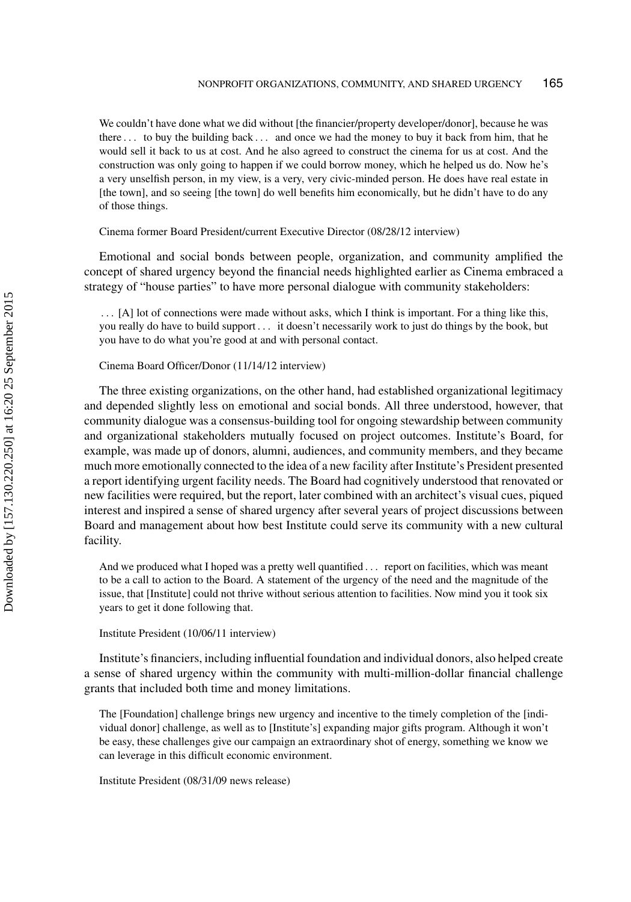> We couldn't have done what we did without [the financier/property developer/donor], because he was there . . . to buy the building back . . . and once we had the money to buy it back from him, that he would sell it back to us at cost. And he also agreed to construct the cinema for us at cost. And the construction was only going to happen if we could borrow money, which he helped us do. Now he's a very unselfish person, in my view, is a very, very civic-minded person. He does have real estate in [the town], and so seeing [the town] do well benefits him economically, but he didn't have to do any of those things.
>
> Cinema former Board President/current Executive Director (08/28/12 interview)

Emotional and social bonds between people, organization, and community amplified the concept of shared urgency beyond the financial needs highlighted earlier as Cinema embraced a strategy of "house parties" to have more personal dialogue with community stakeholders:

> . . . [A] lot of connections were made without asks, which I think is important. For a thing like this, you really do have to build support . . . it doesn't necessarily work to just do things by the book, but you have to do what you're good at and with personal contact.
>
> Cinema Board Officer/Donor (11/14/12 interview)

The three existing organizations, on the other hand, had established organizational legitimacy and depended slightly less on emotional and social bonds. All three understood, however, that community dialogue was a consensus-building tool for ongoing stewardship between community and organizational stakeholders mutually focused on project outcomes. Institute's Board, for example, was made up of donors, alumni, audiences, and community members, and they became much more emotionally connected to the idea of a new facility after Institute's President presented a report identifying urgent facility needs. The Board had cognitively understood that renovated or new facilities were required, but the report, later combined with an architect's visual cues, piqued interest and inspired a sense of shared urgency after several years of project discussions between Board and management about how best Institute could serve its community with a new cultural facility.

> And we produced what I hoped was a pretty well quantified . . . report on facilities, which was meant to be a call to action to the Board. A statement of the urgency of the need and the magnitude of the issue, that [Institute] could not thrive without serious attention to facilities. Now mind you it took six years to get it done following that.
>
> Institute President (10/06/11 interview)

Institute's financiers, including influential foundation and individual donors, also helped create a sense of shared urgency within the community with multi-million-dollar financial challenge grants that included both time and money limitations.

> The [Foundation] challenge brings new urgency and incentive to the timely completion of the [individual donor] challenge, as well as to [Institute's] expanding major gifts program. Although it won't be easy, these challenges give our campaign an extraordinary shot of energy, something we know we can leverage in this difficult economic environment.
>
> Institute President (08/31/09 news release)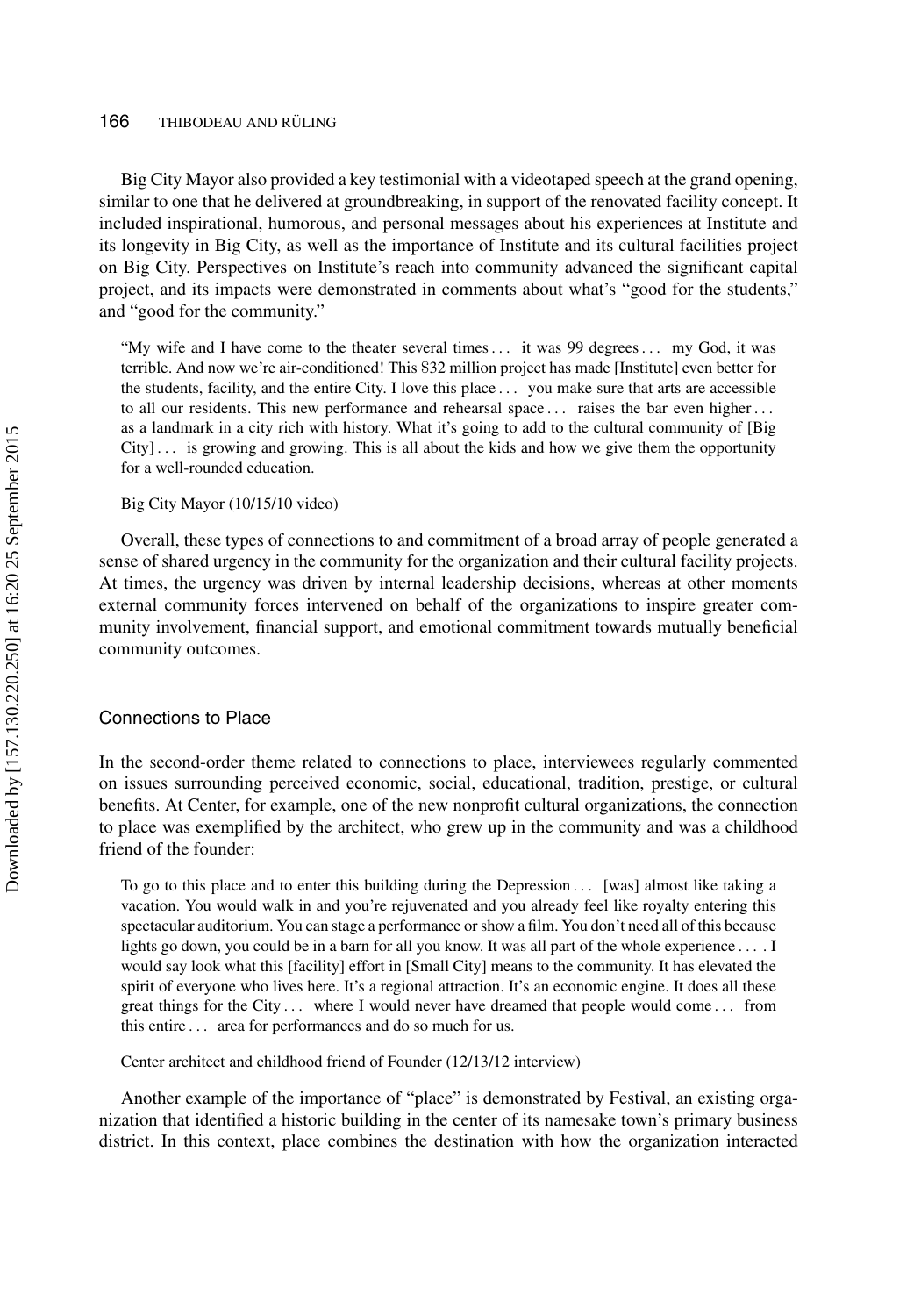Big City Mayor also provided a key testimonial with a videotaped speech at the grand opening, similar to one that he delivered at groundbreaking, in support of the renovated facility concept. It included inspirational, humorous, and personal messages about his experiences at Institute and its longevity in Big City, as well as the importance of Institute and its cultural facilities project on Big City. Perspectives on Institute's reach into community advanced the significant capital project, and its impacts were demonstrated in comments about what's "good for the students," and "good for the community."

> "My wife and I have come to the theater several times . . . it was 99 degrees . . . my God, it was terrible. And now we're air-conditioned! This $32 million project has made [Institute] even better for the students, facility, and the entire City. I love this place . . . you make sure that arts are accessible to all our residents. This new performance and rehearsal space . . . raises the bar even higher . . . as a landmark in a city rich with history. What it's going to add to the cultural community of [Big City] . . . is growing and growing. This is all about the kids and how we give them the opportunity for a well-rounded education.
>
> Big City Mayor (10/15/10 video)

Overall, these types of connections to and commitment of a broad array of people generated a sense of shared urgency in the community for the organization and their cultural facility projects. At times, the urgency was driven by internal leadership decisions, whereas at other moments external community forces intervened on behalf of the organizations to inspire greater community involvement, financial support, and emotional commitment towards mutually beneficial community outcomes.

## Connections to Place

In the second-order theme related to connections to place, interviewees regularly commented on issues surrounding perceived economic, social, educational, tradition, prestige, or cultural benefits. At Center, for example, one of the new nonprofit cultural organizations, the connection to place was exemplified by the architect, who grew up in the community and was a childhood friend of the founder:

> To go to this place and to enter this building during the Depression . . . [was] almost like taking a vacation. You would walk in and you're rejuvenated and you already feel like royalty entering this spectacular auditorium. You can stage a performance or show a film. You don't need all of this because lights go down, you could be in a barn for all you know. It was all part of the whole experience . . . . I would say look what this [facility] effort in [Small City] means to the community. It has elevated the spirit of everyone who lives here. It's a regional attraction. It's an economic engine. It does all these great things for the City . . . where I would never have dreamed that people would come . . . from this entire . . . area for performances and do so much for us.
>
> Center architect and childhood friend of Founder (12/13/12 interview)

Another example of the importance of "place" is demonstrated by Festival, an existing organization that identified a historic building in the center of its namesake town's primary business district. In this context, place combines the destination with how the organization interacted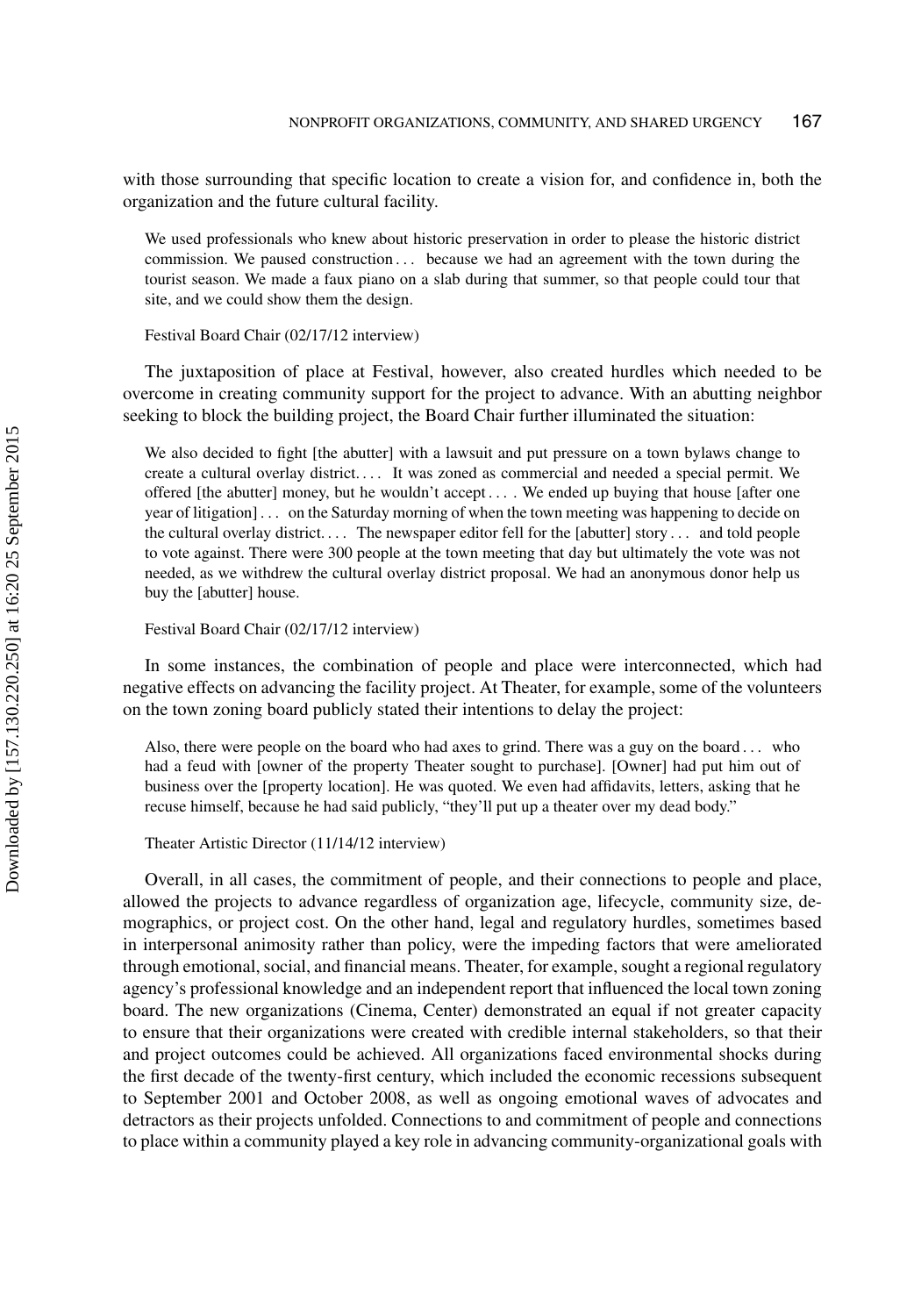with those surrounding that specific location to create a vision for, and confidence in, both the organization and the future cultural facility.

> We used professionals who knew about historic preservation in order to please the historic district commission. We paused construction . . . because we had an agreement with the town during the tourist season. We made a faux piano on a slab during that summer, so that people could tour that site, and we could show them the design.
>
> Festival Board Chair (02/17/12 interview)

The juxtaposition of place at Festival, however, also created hurdles which needed to be overcome in creating community support for the project to advance. With an abutting neighbor seeking to block the building project, the Board Chair further illuminated the situation:

> We also decided to fight [the abutter] with a lawsuit and put pressure on a town bylaws change to create a cultural overlay district. . . . It was zoned as commercial and needed a special permit. We offered [the abutter] money, but he wouldn't accept . . . . We ended up buying that house [after one year of litigation] . . . on the Saturday morning of when the town meeting was happening to decide on the cultural overlay district. . . . The newspaper editor fell for the [abutter] story . . . and told people to vote against. There were 300 people at the town meeting that day but ultimately the vote was not needed, as we withdrew the cultural overlay district proposal. We had an anonymous donor help us buy the [abutter] house.
>
> Festival Board Chair (02/17/12 interview)

In some instances, the combination of people and place were interconnected, which had negative effects on advancing the facility project. At Theater, for example, some of the volunteers on the town zoning board publicly stated their intentions to delay the project:

> Also, there were people on the board who had axes to grind. There was a guy on the board . . . who had a feud with [owner of the property Theater sought to purchase]. [Owner] had put him out of business over the [property location]. He was quoted. We even had affidavits, letters, asking that he recuse himself, because he had said publicly, "they'll put up a theater over my dead body."
>
> Theater Artistic Director (11/14/12 interview)

Overall, in all cases, the commitment of people, and their connections to people and place, allowed the projects to advance regardless of organization age, lifecycle, community size, demographics, or project cost. On the other hand, legal and regulatory hurdles, sometimes based in interpersonal animosity rather than policy, were the impeding factors that were ameliorated through emotional, social, and financial means. Theater, for example, sought a regional regulatory agency's professional knowledge and an independent report that influenced the local town zoning board. The new organizations (Cinema, Center) demonstrated an equal if not greater capacity to ensure that their organizations were created with credible internal stakeholders, so that their and project outcomes could be achieved. All organizations faced environmental shocks during the first decade of the twenty-first century, which included the economic recessions subsequent to September 2001 and October 2008, as well as ongoing emotional waves of advocates and detractors as their projects unfolded. Connections to and commitment of people and connections to place within a community played a key role in advancing community-organizational goals with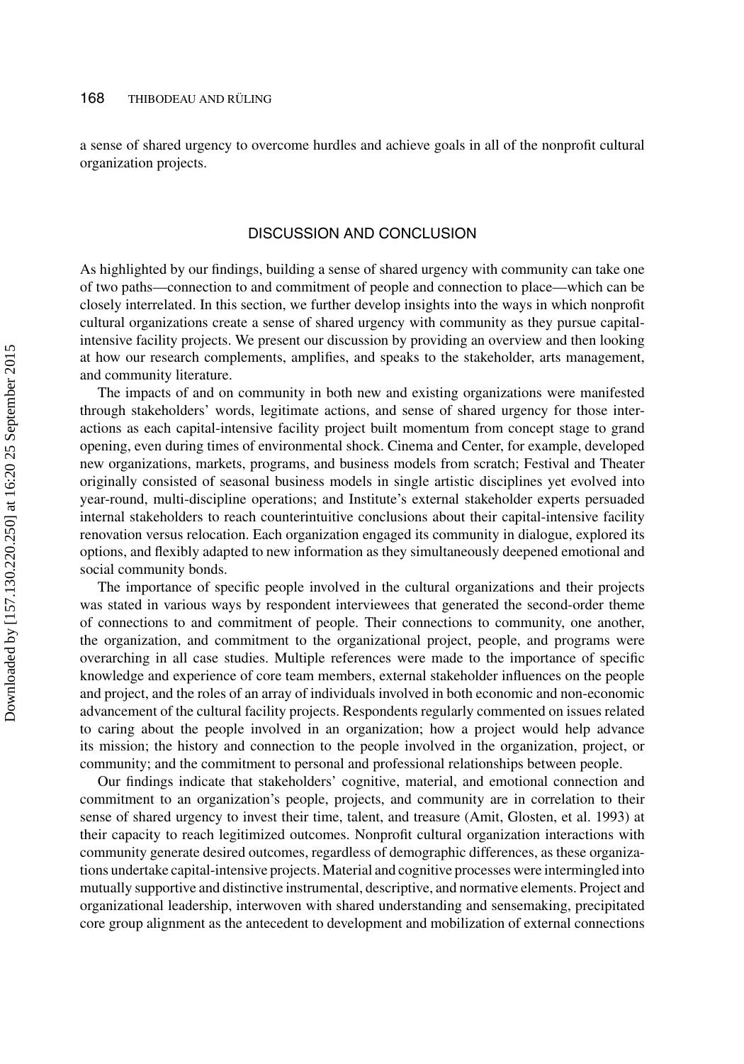a sense of shared urgency to overcome hurdles and achieve goals in all of the nonprofit cultural organization projects.

## DISCUSSION AND CONCLUSION

As highlighted by our findings, building a sense of shared urgency with community can take one of two paths—connection to and commitment of people and connection to place—which can be closely interrelated. In this section, we further develop insights into the ways in which nonprofit cultural organizations create a sense of shared urgency with community as they pursue capital-intensive facility projects. We present our discussion by providing an overview and then looking at how our research complements, amplifies, and speaks to the stakeholder, arts management, and community literature.

The impacts of and on community in both new and existing organizations were manifested through stakeholders' words, legitimate actions, and sense of shared urgency for those interactions as each capital-intensive facility project built momentum from concept stage to grand opening, even during times of environmental shock. Cinema and Center, for example, developed new organizations, markets, programs, and business models from scratch; Festival and Theater originally consisted of seasonal business models in single artistic disciplines yet evolved into year-round, multi-discipline operations; and Institute's external stakeholder experts persuaded internal stakeholders to reach counterintuitive conclusions about their capital-intensive facility renovation versus relocation. Each organization engaged its community in dialogue, explored its options, and flexibly adapted to new information as they simultaneously deepened emotional and social community bonds.

The importance of specific people involved in the cultural organizations and their projects was stated in various ways by respondent interviewees that generated the second-order theme of connections to and commitment of people. Their connections to community, one another, the organization, and commitment to the organizational project, people, and programs were overarching in all case studies. Multiple references were made to the importance of specific knowledge and experience of core team members, external stakeholder influences on the people and project, and the roles of an array of individuals involved in both economic and non-economic advancement of the cultural facility projects. Respondents regularly commented on issues related to caring about the people involved in an organization; how a project would help advance its mission; the history and connection to the people involved in the organization, project, or community; and the commitment to personal and professional relationships between people.

Our findings indicate that stakeholders' cognitive, material, and emotional connection and commitment to an organization's people, projects, and community are in correlation to their sense of shared urgency to invest their time, talent, and treasure (Amit, Glosten, et al. 1993) at their capacity to reach legitimized outcomes. Nonprofit cultural organization interactions with community generate desired outcomes, regardless of demographic differences, as these organizations undertake capital-intensive projects. Material and cognitive processes were intermingled into mutually supportive and distinctive instrumental, descriptive, and normative elements. Project and organizational leadership, interwoven with shared understanding and sensemaking, precipitated core group alignment as the antecedent to development and mobilization of external connections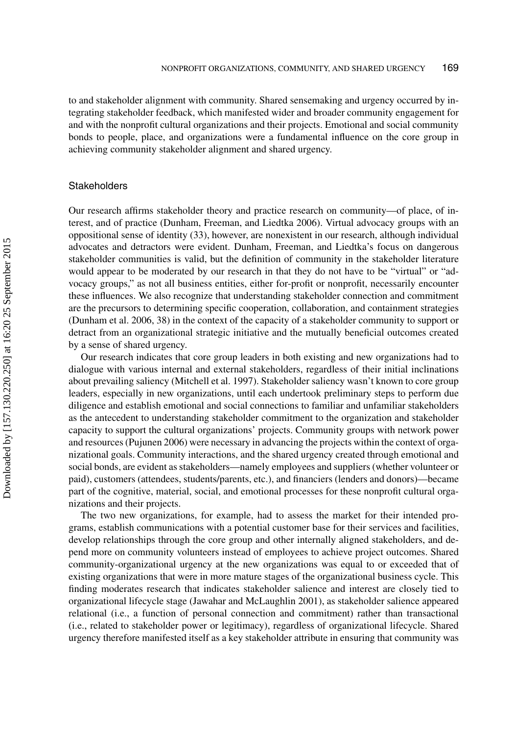to and stakeholder alignment with community. Shared sensemaking and urgency occurred by integrating stakeholder feedback, which manifested wider and broader community engagement for and with the nonprofit cultural organizations and their projects. Emotional and social community bonds to people, place, and organizations were a fundamental influence on the core group in achieving community stakeholder alignment and shared urgency.

## Stakeholders

Our research affirms stakeholder theory and practice research on community—of place, of interest, and of practice (Dunham, Freeman, and Liedtka 2006). Virtual advocacy groups with an oppositional sense of identity (33), however, are nonexistent in our research, although individual advocates and detractors were evident. Dunham, Freeman, and Liedtka's focus on dangerous stakeholder communities is valid, but the definition of community in the stakeholder literature would appear to be moderated by our research in that they do not have to be "virtual" or "advocacy groups," as not all business entities, either for-profit or nonprofit, necessarily encounter these influences. We also recognize that understanding stakeholder connection and commitment are the precursors to determining specific cooperation, collaboration, and containment strategies (Dunham et al. 2006, 38) in the context of the capacity of a stakeholder community to support or detract from an organizational strategic initiative and the mutually beneficial outcomes created by a sense of shared urgency.

Our research indicates that core group leaders in both existing and new organizations had to dialogue with various internal and external stakeholders, regardless of their initial inclinations about prevailing saliency (Mitchell et al. 1997). Stakeholder saliency wasn't known to core group leaders, especially in new organizations, until each undertook preliminary steps to perform due diligence and establish emotional and social connections to familiar and unfamiliar stakeholders as the antecedent to understanding stakeholder commitment to the organization and stakeholder capacity to support the cultural organizations' projects. Community groups with network power and resources (Pujunen 2006) were necessary in advancing the projects within the context of organizational goals. Community interactions, and the shared urgency created through emotional and social bonds, are evident as stakeholders—namely employees and suppliers (whether volunteer or paid), customers (attendees, students/parents, etc.), and financiers (lenders and donors)—became part of the cognitive, material, social, and emotional processes for these nonprofit cultural organizations and their projects.

The two new organizations, for example, had to assess the market for their intended programs, establish communications with a potential customer base for their services and facilities, develop relationships through the core group and other internally aligned stakeholders, and depend more on community volunteers instead of employees to achieve project outcomes. Shared community-organizational urgency at the new organizations was equal to or exceeded that of existing organizations that were in more mature stages of the organizational business cycle. This finding moderates research that indicates stakeholder salience and interest are closely tied to organizational lifecycle stage (Jawahar and McLaughlin 2001), as stakeholder salience appeared relational (i.e., a function of personal connection and commitment) rather than transactional (i.e., related to stakeholder power or legitimacy), regardless of organizational lifecycle. Shared urgency therefore manifested itself as a key stakeholder attribute in ensuring that community was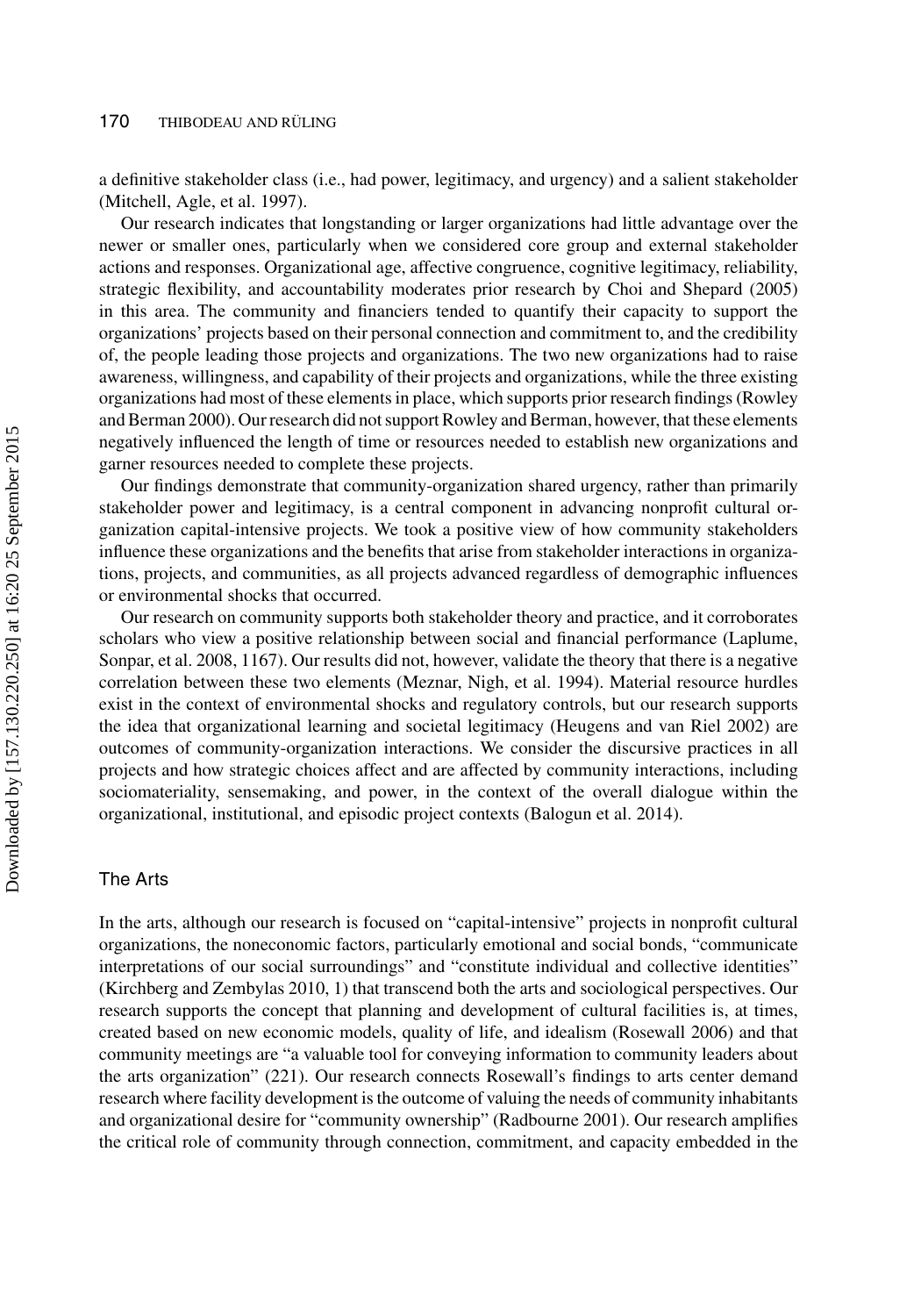a definitive stakeholder class (i.e., had power, legitimacy, and urgency) and a salient stakeholder (Mitchell, Agle, et al. 1997).

Our research indicates that longstanding or larger organizations had little advantage over the newer or smaller ones, particularly when we considered core group and external stakeholder actions and responses. Organizational age, affective congruence, cognitive legitimacy, reliability, strategic flexibility, and accountability moderates prior research by Choi and Shepard (2005) in this area. The community and financiers tended to quantify their capacity to support the organizations' projects based on their personal connection and commitment to, and the credibility of, the people leading those projects and organizations. The two new organizations had to raise awareness, willingness, and capability of their projects and organizations, while the three existing organizations had most of these elements in place, which supports prior research findings (Rowley and Berman 2000). Our research did not support Rowley and Berman, however, that these elements negatively influenced the length of time or resources needed to establish new organizations and garner resources needed to complete these projects.

Our findings demonstrate that community-organization shared urgency, rather than primarily stakeholder power and legitimacy, is a central component in advancing nonprofit cultural organization capital-intensive projects. We took a positive view of how community stakeholders influence these organizations and the benefits that arise from stakeholder interactions in organizations, projects, and communities, as all projects advanced regardless of demographic influences or environmental shocks that occurred.

Our research on community supports both stakeholder theory and practice, and it corroborates scholars who view a positive relationship between social and financial performance (Laplume, Sonpar, et al. 2008, 1167). Our results did not, however, validate the theory that there is a negative correlation between these two elements (Meznar, Nigh, et al. 1994). Material resource hurdles exist in the context of environmental shocks and regulatory controls, but our research supports the idea that organizational learning and societal legitimacy (Heugens and van Riel 2002) are outcomes of community-organization interactions. We consider the discursive practices in all projects and how strategic choices affect and are affected by community interactions, including sociomateriality, sensemaking, and power, in the context of the overall dialogue within the organizational, institutional, and episodic project contexts (Balogun et al. 2014).

### The Arts

In the arts, although our research is focused on "capital-intensive" projects in nonprofit cultural organizations, the noneconomic factors, particularly emotional and social bonds, "communicate interpretations of our social surroundings" and "constitute individual and collective identities" (Kirchberg and Zembylas 2010, 1) that transcend both the arts and sociological perspectives. Our research supports the concept that planning and development of cultural facilities is, at times, created based on new economic models, quality of life, and idealism (Rosewall 2006) and that community meetings are "a valuable tool for conveying information to community leaders about the arts organization" (221). Our research connects Rosewall's findings to arts center demand research where facility development is the outcome of valuing the needs of community inhabitants and organizational desire for "community ownership" (Radbourne 2001). Our research amplifies the critical role of community through connection, commitment, and capacity embedded in the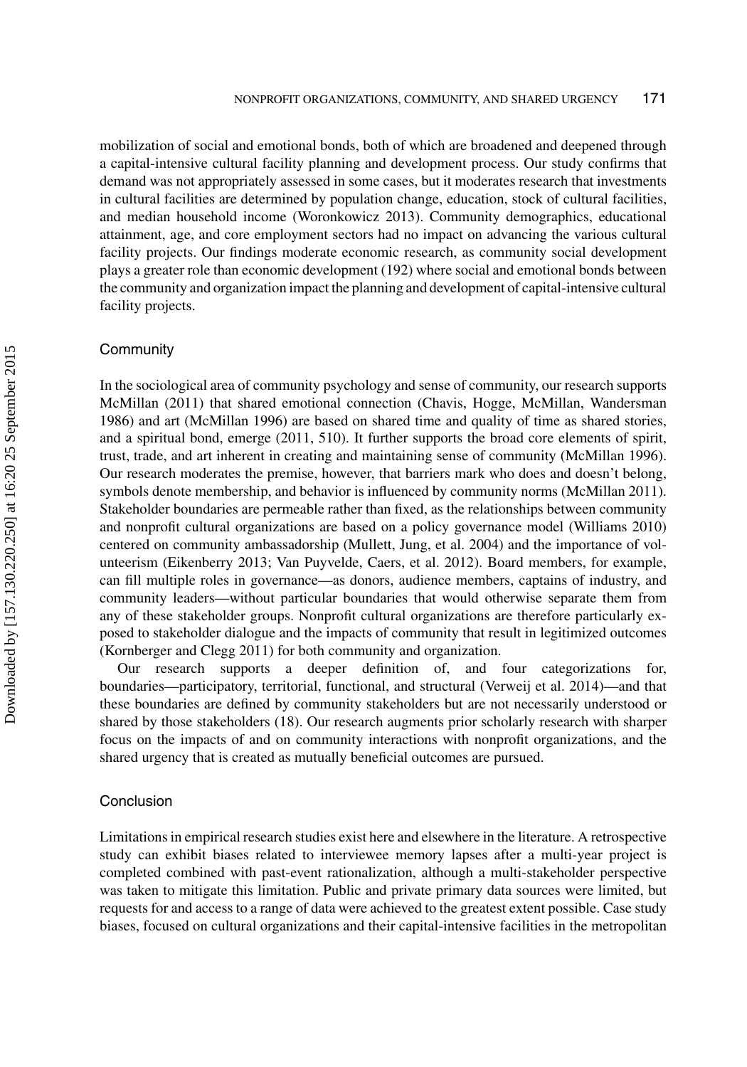mobilization of social and emotional bonds, both of which are broadened and deepened through a capital-intensive cultural facility planning and development process. Our study confirms that demand was not appropriately assessed in some cases, but it moderates research that investments in cultural facilities are determined by population change, education, stock of cultural facilities, and median household income (Woronkowicz 2013). Community demographics, educational attainment, age, and core employment sectors had no impact on advancing the various cultural facility projects. Our findings moderate economic research, as community social development plays a greater role than economic development (192) where social and emotional bonds between the community and organization impact the planning and development of capital-intensive cultural facility projects.

## Community

In the sociological area of community psychology and sense of community, our research supports McMillan (2011) that shared emotional connection (Chavis, Hogge, McMillan, Wandersman 1986) and art (McMillan 1996) are based on shared time and quality of time as shared stories, and a spiritual bond, emerge (2011, 510). It further supports the broad core elements of spirit, trust, trade, and art inherent in creating and maintaining sense of community (McMillan 1996). Our research moderates the premise, however, that barriers mark who does and doesn't belong, symbols denote membership, and behavior is influenced by community norms (McMillan 2011). Stakeholder boundaries are permeable rather than fixed, as the relationships between community and nonprofit cultural organizations are based on a policy governance model (Williams 2010) centered on community ambassadorship (Mullett, Jung, et al. 2004) and the importance of volunteerism (Eikenberry 2013; Van Puyvelde, Caers, et al. 2012). Board members, for example, can fill multiple roles in governance—as donors, audience members, captains of industry, and community leaders—without particular boundaries that would otherwise separate them from any of these stakeholder groups. Nonprofit cultural organizations are therefore particularly exposed to stakeholder dialogue and the impacts of community that result in legitimized outcomes (Kornberger and Clegg 2011) for both community and organization.

Our research supports a deeper definition of, and four categorizations for, boundaries—participatory, territorial, functional, and structural (Verweij et al. 2014)—and that these boundaries are defined by community stakeholders but are not necessarily understood or shared by those stakeholders (18). Our research augments prior scholarly research with sharper focus on the impacts of and on community interactions with nonprofit organizations, and the shared urgency that is created as mutually beneficial outcomes are pursued.

## Conclusion

Limitations in empirical research studies exist here and elsewhere in the literature. A retrospective study can exhibit biases related to interviewee memory lapses after a multi-year project is completed combined with past-event rationalization, although a multi-stakeholder perspective was taken to mitigate this limitation. Public and private primary data sources were limited, but requests for and access to a range of data were achieved to the greatest extent possible. Case study biases, focused on cultural organizations and their capital-intensive facilities in the metropolitan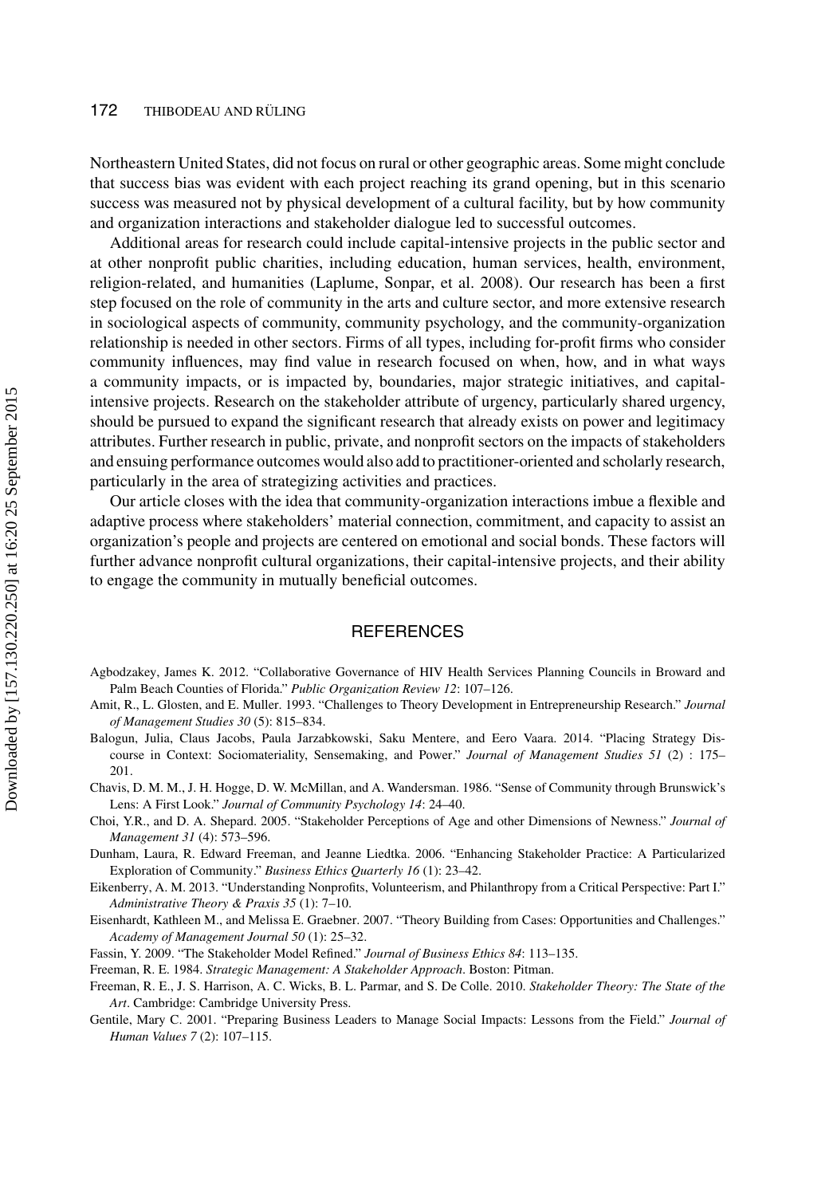Northeastern United States, did not focus on rural or other geographic areas. Some might conclude that success bias was evident with each project reaching its grand opening, but in this scenario success was measured not by physical development of a cultural facility, but by how community and organization interactions and stakeholder dialogue led to successful outcomes.

Additional areas for research could include capital-intensive projects in the public sector and at other nonprofit public charities, including education, human services, health, environment, religion-related, and humanities (Laplume, Sonpar, et al. 2008). Our research has been a first step focused on the role of community in the arts and culture sector, and more extensive research in sociological aspects of community, community psychology, and the community-organization relationship is needed in other sectors. Firms of all types, including for-profit firms who consider community influences, may find value in research focused on when, how, and in what ways a community impacts, or is impacted by, boundaries, major strategic initiatives, and capital-intensive projects. Research on the stakeholder attribute of urgency, particularly shared urgency, should be pursued to expand the significant research that already exists on power and legitimacy attributes. Further research in public, private, and nonprofit sectors on the impacts of stakeholders and ensuing performance outcomes would also add to practitioner-oriented and scholarly research, particularly in the area of strategizing activities and practices.

Our article closes with the idea that community-organization interactions imbue a flexible and adaptive process where stakeholders' material connection, commitment, and capacity to assist an organization's people and projects are centered on emotional and social bonds. These factors will further advance nonprofit cultural organizations, their capital-intensive projects, and their ability to engage the community in mutually beneficial outcomes.

## REFERENCES

Agbodzakey, James K. 2012. "Collaborative Governance of HIV Health Services Planning Councils in Broward and Palm Beach Counties of Florida." *Public Organization Review 12*: 107–126.

Amit, R., L. Glosten, and E. Muller. 1993. "Challenges to Theory Development in Entrepreneurship Research." *Journal of Management Studies 30* (5): 815–834.

Balogun, Julia, Claus Jacobs, Paula Jarzabkowski, Saku Mentere, and Eero Vaara. 2014. "Placing Strategy Discourse in Context: Sociomateriality, Sensemaking, and Power." *Journal of Management Studies 51* (2) : 175–201.

Chavis, D. M. M., J. H. Hogge, D. W. McMillan, and A. Wandersman. 1986. "Sense of Community through Brunswick's Lens: A First Look." *Journal of Community Psychology 14*: 24–40.

Choi, Y.R., and D. A. Shepard. 2005. "Stakeholder Perceptions of Age and other Dimensions of Newness." *Journal of Management 31* (4): 573–596.

Dunham, Laura, R. Edward Freeman, and Jeanne Liedtka. 2006. "Enhancing Stakeholder Practice: A Particularized Exploration of Community." *Business Ethics Quarterly 16* (1): 23–42.

Eikenberry, A. M. 2013. "Understanding Nonprofits, Volunteerism, and Philanthropy from a Critical Perspective: Part I." *Administrative Theory & Praxis 35* (1): 7–10.

Eisenhardt, Kathleen M., and Melissa E. Graebner. 2007. "Theory Building from Cases: Opportunities and Challenges." *Academy of Management Journal 50* (1): 25–32.

Fassin, Y. 2009. "The Stakeholder Model Refined." *Journal of Business Ethics 84*: 113–135.

Freeman, R. E. 1984. *Strategic Management: A Stakeholder Approach*. Boston: Pitman.

Freeman, R. E., J. S. Harrison, A. C. Wicks, B. L. Parmar, and S. De Colle. 2010. *Stakeholder Theory: The State of the Art*. Cambridge: Cambridge University Press.

Gentile, Mary C. 2001. "Preparing Business Leaders to Manage Social Impacts: Lessons from the Field." *Journal of Human Values 7* (2): 107–115.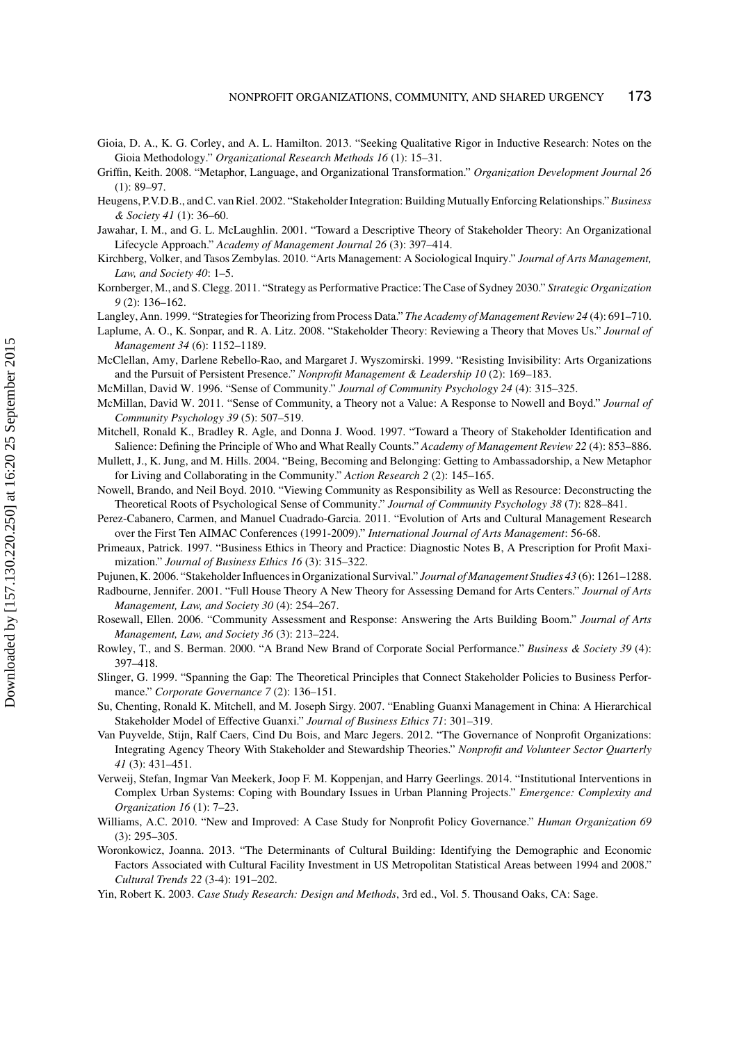Gioia, D. A., K. G. Corley, and A. L. Hamilton. 2013. "Seeking Qualitative Rigor in Inductive Research: Notes on the Gioia Methodology." *Organizational Research Methods 16* (1): 15–31.

Griffin, Keith. 2008. "Metaphor, Language, and Organizational Transformation." *Organization Development Journal 26* (1): 89–97.

Heugens, P.V.D.B., and C. van Riel. 2002. "Stakeholder Integration: Building Mutually Enforcing Relationships." *Business & Society 41* (1): 36–60.

Jawahar, I. M., and G. L. McLaughlin. 2001. "Toward a Descriptive Theory of Stakeholder Theory: An Organizational Lifecycle Approach." *Academy of Management Journal 26* (3): 397–414.

Kirchberg, Volker, and Tasos Zembylas. 2010. "Arts Management: A Sociological Inquiry." *Journal of Arts Management, Law, and Society 40*: 1–5.

Kornberger, M., and S. Clegg. 2011. "Strategy as Performative Practice: The Case of Sydney 2030." *Strategic Organization 9* (2): 136–162.

Langley, Ann. 1999. "Strategies for Theorizing from Process Data." *The Academy of Management Review 24* (4): 691–710.

Laplume, A. O., K. Sonpar, and R. A. Litz. 2008. "Stakeholder Theory: Reviewing a Theory that Moves Us." *Journal of Management 34* (6): 1152–1189.

McClellan, Amy, Darlene Rebello-Rao, and Margaret J. Wyszomirski. 1999. "Resisting Invisibility: Arts Organizations and the Pursuit of Persistent Presence." *Nonprofit Management & Leadership 10* (2): 169–183.

McMillan, David W. 1996. "Sense of Community." *Journal of Community Psychology 24* (4): 315–325.

McMillan, David W. 2011. "Sense of Community, a Theory not a Value: A Response to Nowell and Boyd." *Journal of Community Psychology 39* (5): 507–519.

Mitchell, Ronald K., Bradley R. Agle, and Donna J. Wood. 1997. "Toward a Theory of Stakeholder Identification and Salience: Defining the Principle of Who and What Really Counts." *Academy of Management Review 22* (4): 853–886.

Mullett, J., K. Jung, and M. Hills. 2004. "Being, Becoming and Belonging: Getting to Ambassadorship, a New Metaphor for Living and Collaborating in the Community." *Action Research 2* (2): 145–165.

Nowell, Brando, and Neil Boyd. 2010. "Viewing Community as Responsibility as Well as Resource: Deconstructing the Theoretical Roots of Psychological Sense of Community." *Journal of Community Psychology 38* (7): 828–841.

Perez-Cabanero, Carmen, and Manuel Cuadrado-Garcia. 2011. "Evolution of Arts and Cultural Management Research over the First Ten AIMAC Conferences (1991-2009)." *International Journal of Arts Management*: 56-68.

Primeaux, Patrick. 1997. "Business Ethics in Theory and Practice: Diagnostic Notes B, A Prescription for Profit Maximization." *Journal of Business Ethics 16* (3): 315–322.

Pujunen, K. 2006. "Stakeholder Influences in Organizational Survival." *Journal of Management Studies 43* (6): 1261–1288.

Radbourne, Jennifer. 2001. "Full House Theory A New Theory for Assessing Demand for Arts Centers." *Journal of Arts Management, Law, and Society 30* (4): 254–267.

Rosewall, Ellen. 2006. "Community Assessment and Response: Answering the Arts Building Boom." *Journal of Arts Management, Law, and Society 36* (3): 213–224.

Rowley, T., and S. Berman. 2000. "A Brand New Brand of Corporate Social Performance." *Business & Society 39* (4): 397–418.

Slinger, G. 1999. "Spanning the Gap: The Theoretical Principles that Connect Stakeholder Policies to Business Performance." *Corporate Governance 7* (2): 136–151.

Su, Chenting, Ronald K. Mitchell, and M. Joseph Sirgy. 2007. "Enabling Guanxi Management in China: A Hierarchical Stakeholder Model of Effective Guanxi." *Journal of Business Ethics 71*: 301–319.

Van Puyvelde, Stijn, Ralf Caers, Cind Du Bois, and Marc Jegers. 2012. "The Governance of Nonprofit Organizations: Integrating Agency Theory With Stakeholder and Stewardship Theories." *Nonprofit and Volunteer Sector Quarterly 41* (3): 431–451.

Verweij, Stefan, Ingmar Van Meekerk, Joop F. M. Koppenjan, and Harry Geerlings. 2014. "Institutional Interventions in Complex Urban Systems: Coping with Boundary Issues in Urban Planning Projects." *Emergence: Complexity and Organization 16* (1): 7–23.

Williams, A.C. 2010. "New and Improved: A Case Study for Nonprofit Policy Governance." *Human Organization 69* (3): 295–305.

Woronkowicz, Joanna. 2013. "The Determinants of Cultural Building: Identifying the Demographic and Economic Factors Associated with Cultural Facility Investment in US Metropolitan Statistical Areas between 1994 and 2008." *Cultural Trends 22* (3-4): 191–202.

Yin, Robert K. 2003. *Case Study Research: Design and Methods*, 3rd ed., Vol. 5. Thousand Oaks, CA: Sage.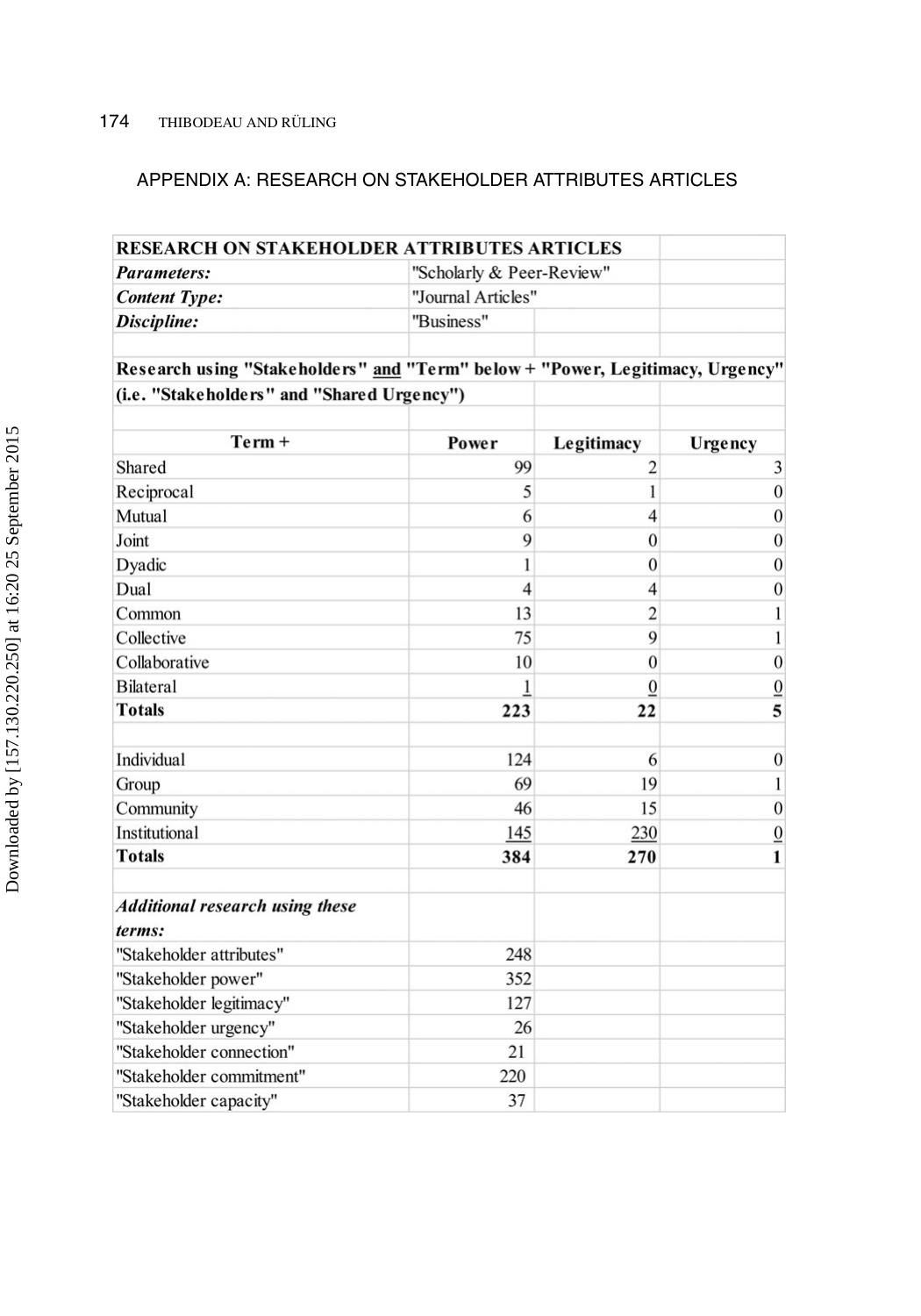## APPENDIX A: RESEARCH ON STAKEHOLDER ATTRIBUTES ARTICLES

| **RESEARCH ON STAKEHOLDER ATTRIBUTES ARTICLES** | | | |
|---|---|---|---|
| ***Parameters:*** | "Scholarly & Peer-Review" | | |
| ***Content Type:*** | "Journal Articles" | | |
| ***Discipline:*** | "Business" | | |
| | | | |
| **Research using "Stakeholders" and "Term" below + "Power, Legitimacy, Urgency"** | | | |
| **(i.e. "Stakeholders" and "Shared Urgency")** | | | |
| | | | |
| **Term +** | **Power** | **Legitimacy** | **Urgency** |
| Shared | 99 | 2 | 3 |
| Reciprocal | 5 | 1 | 0 |
| Mutual | 6 | 4 | 0 |
| Joint | 9 | 0 | 0 |
| Dyadic | 1 | 0 | 0 |
| Dual | 4 | 4 | 0 |
| Common | 13 | 2 | 1 |
| Collective | 75 | 9 | 1 |
| Collaborative | 10 | 0 | 0 |
| Bilateral | 1 | 0 | 0 |
| **Totals** | **223** | **22** | **5** |
| | | | |
| Individual | 124 | 6 | 0 |
| Group | 69 | 19 | 1 |
| Community | 46 | 15 | 0 |
| Institutional | 145 | 230 | 0 |
| **Totals** | **384** | **270** | **1** |
| | | | |
| ***Additional research using these terms:*** | | | |
| "Stakeholder attributes" | 248 | | |
| "Stakeholder power" | 352 | | |
| "Stakeholder legitimacy" | 127 | | |
| "Stakeholder urgency" | 26 | | |
| "Stakeholder connection" | 21 | | |
| "Stakeholder commitment" | 220 | | |
| "Stakeholder capacity" | 37 | | |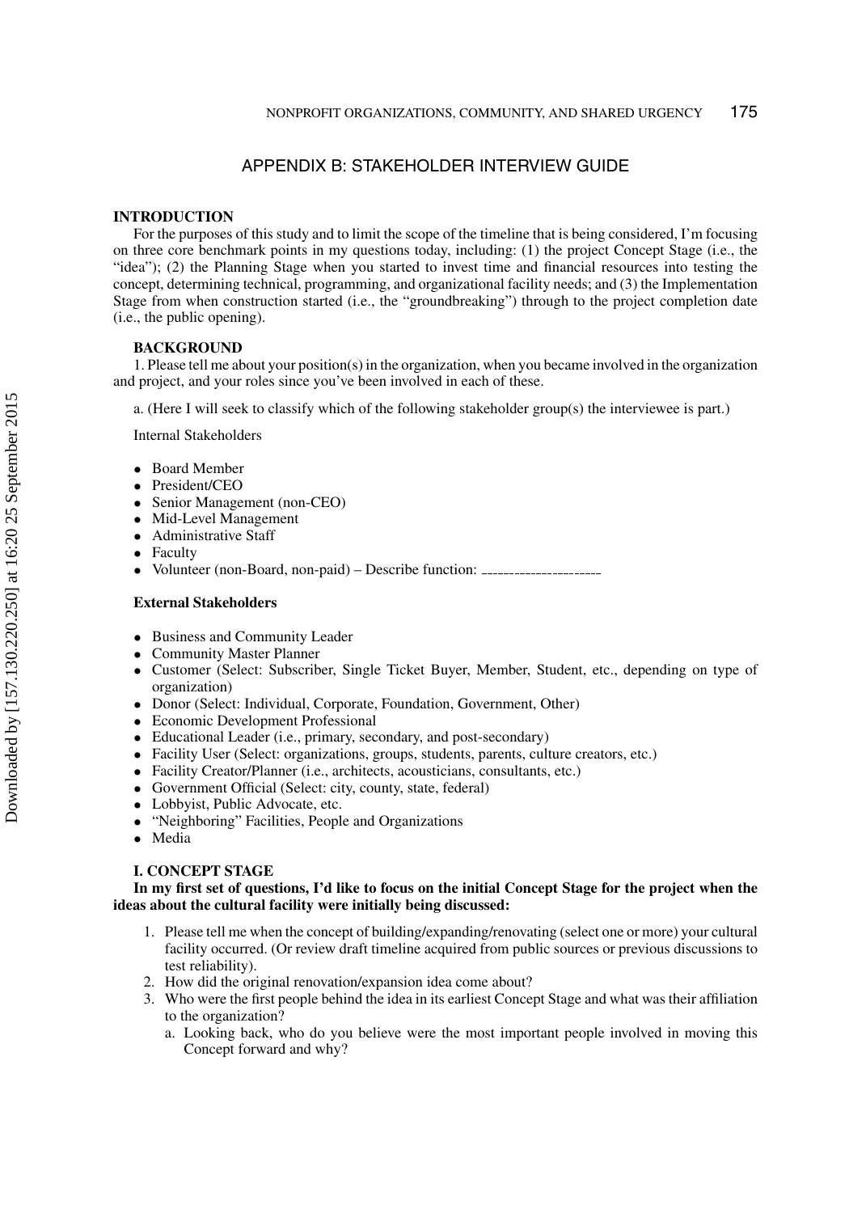## APPENDIX B: STAKEHOLDER INTERVIEW GUIDE

### INTRODUCTION

For the purposes of this study and to limit the scope of the timeline that is being considered, I'm focusing on three core benchmark points in my questions today, including: (1) the project Concept Stage (i.e., the "idea"); (2) the Planning Stage when you started to invest time and financial resources into testing the concept, determining technical, programming, and organizational facility needs; and (3) the Implementation Stage from when construction started (i.e., the "groundbreaking") through to the project completion date (i.e., the public opening).

#### BACKGROUND

1. Please tell me about your position(s) in the organization, when you became involved in the organization and project, and your roles since you've been involved in each of these.

a. (Here I will seek to classify which of the following stakeholder group(s) the interviewee is part.)

Internal Stakeholders

- Board Member
- President/CEO
- Senior Management (non-CEO)
- Mid-Level Management
- Administrative Staff
- Faculty
- Volunteer (non-Board, non-paid) – Describe function: ______________________

**External Stakeholders**

- Business and Community Leader
- Community Master Planner
- Customer (Select: Subscriber, Single Ticket Buyer, Member, Student, etc., depending on type of organization)
- Donor (Select: Individual, Corporate, Foundation, Government, Other)
- Economic Development Professional
- Educational Leader (i.e., primary, secondary, and post-secondary)
- Facility User (Select: organizations, groups, students, parents, culture creators, etc.)
- Facility Creator/Planner (i.e., architects, acousticians, consultants, etc.)
- Government Official (Select: city, county, state, federal)
- Lobbyist, Public Advocate, etc.
- "Neighboring" Facilities, People and Organizations
- Media

#### I. CONCEPT STAGE

**In my first set of questions, I'd like to focus on the initial Concept Stage for the project when the ideas about the cultural facility were initially being discussed:**

1. Please tell me when the concept of building/expanding/renovating (select one or more) your cultural facility occurred. (Or review draft timeline acquired from public sources or previous discussions to test reliability).
2. How did the original renovation/expansion idea come about?
3. Who were the first people behind the idea in its earliest Concept Stage and what was their affiliation to the organization?
   a. Looking back, who do you believe were the most important people involved in moving this Concept forward and why?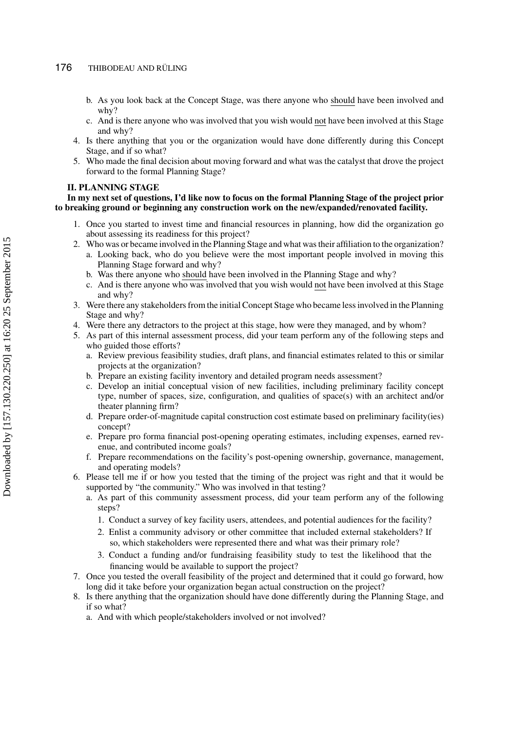b. As you look back at the Concept Stage, was there anyone who <u>should</u> have been involved and why?
   c. And is there anyone who was involved that you wish would <u>not</u> have been involved at this Stage and why?
4. Is there anything that you or the organization would have done differently during this Concept Stage, and if so what?
5. Who made the final decision about moving forward and what was the catalyst that drove the project forward to the formal Planning Stage?

**II. PLANNING STAGE**

**In my next set of questions, I'd like now to focus on the formal Planning Stage of the project prior to breaking ground or beginning any construction work on the new/expanded/renovated facility.**

1. Once you started to invest time and financial resources in planning, how did the organization go about assessing its readiness for this project?
2. Who was or became involved in the Planning Stage and what was their affiliation to the organization?
   a. Looking back, who do you believe were the most important people involved in moving this Planning Stage forward and why?
   b. Was there anyone who <u>should</u> have been involved in the Planning Stage and why?
   c. And is there anyone who was involved that you wish would <u>not</u> have been involved at this Stage and why?
3. Were there any stakeholders from the initial Concept Stage who became less involved in the Planning Stage and why?
4. Were there any detractors to the project at this stage, how were they managed, and by whom?
5. As part of this internal assessment process, did your team perform any of the following steps and who guided those efforts?
   a. Review previous feasibility studies, draft plans, and financial estimates related to this or similar projects at the organization?
   b. Prepare an existing facility inventory and detailed program needs assessment?
   c. Develop an initial conceptual vision of new facilities, including preliminary facility concept type, number of spaces, size, configuration, and qualities of space(s) with an architect and/or theater planning firm?
   d. Prepare order-of-magnitude capital construction cost estimate based on preliminary facility(ies) concept?
   e. Prepare pro forma financial post-opening operating estimates, including expenses, earned revenue, and contributed income goals?
   f. Prepare recommendations on the facility's post-opening ownership, governance, management, and operating models?
6. Please tell me if or how you tested that the timing of the project was right and that it would be supported by "the community." Who was involved in that testing?
   a. As part of this community assessment process, did your team perform any of the following steps?
      1. Conduct a survey of key facility users, attendees, and potential audiences for the facility?
      2. Enlist a community advisory or other committee that included external stakeholders? If so, which stakeholders were represented there and what was their primary role?
      3. Conduct a funding and/or fundraising feasibility study to test the likelihood that the financing would be available to support the project?
7. Once you tested the overall feasibility of the project and determined that it could go forward, how long did it take before your organization began actual construction on the project?
8. Is there anything that the organization should have done differently during the Planning Stage, and if so what?
   a. And with which people/stakeholders involved or not involved?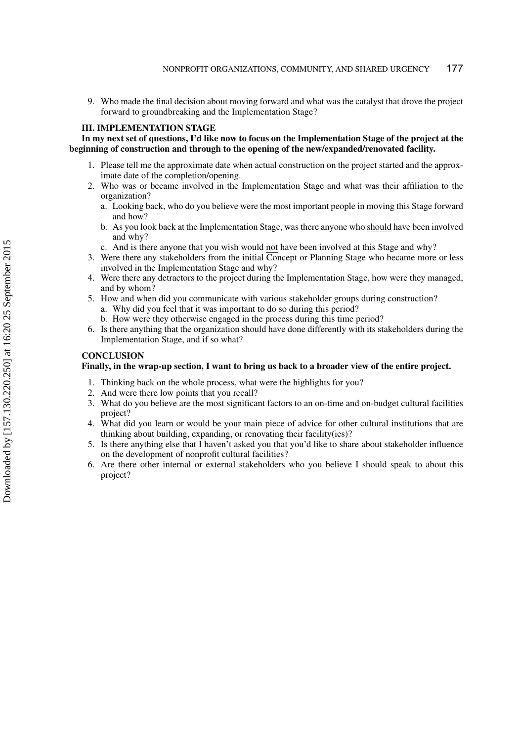9. Who made the final decision about moving forward and what was the catalyst that drove the project forward to groundbreaking and the Implementation Stage?

### III. IMPLEMENTATION STAGE

**In my next set of questions, I'd like now to focus on the Implementation Stage of the project at the beginning of construction and through to the opening of the new/expanded/renovated facility.**

1. Please tell me the approximate date when actual construction on the project started and the approximate date of the completion/opening.
2. Who was or became involved in the Implementation Stage and what was their affiliation to the organization?
   a. Looking back, who do you believe were the most important people in moving this Stage forward and how?
   b. As you look back at the Implementation Stage, was there anyone who <u>should</u> have been involved and why?
   c. And is there anyone that you wish would <u>not</u> have been involved at this Stage and why?
3. Were there any stakeholders from the initial Concept or Planning Stage who became more or less involved in the Implementation Stage and why?
4. Were there any detractors to the project during the Implementation Stage, how were they managed, and by whom?
5. How and when did you communicate with various stakeholder groups during construction?
   a. Why did you feel that it was important to do so during this period?
   b. How were they otherwise engaged in the process during this time period?
6. Is there anything that the organization should have done differently with its stakeholders during the Implementation Stage, and if so what?

### CONCLUSION

**Finally, in the wrap-up section, I want to bring us back to a broader view of the entire project.**

1. Thinking back on the whole process, what were the highlights for you?
2. And were there low points that you recall?
3. What do you believe are the most significant factors to an on-time and on-budget cultural facilities project?
4. What did you learn or would be your main piece of advice for other cultural institutions that are thinking about building, expanding, or renovating their facility(ies)?
5. Is there anything else that I haven't asked you that you'd like to share about stakeholder influence on the development of nonprofit cultural facilities?
6. Are there other internal or external stakeholders who you believe I should speak to about this project?